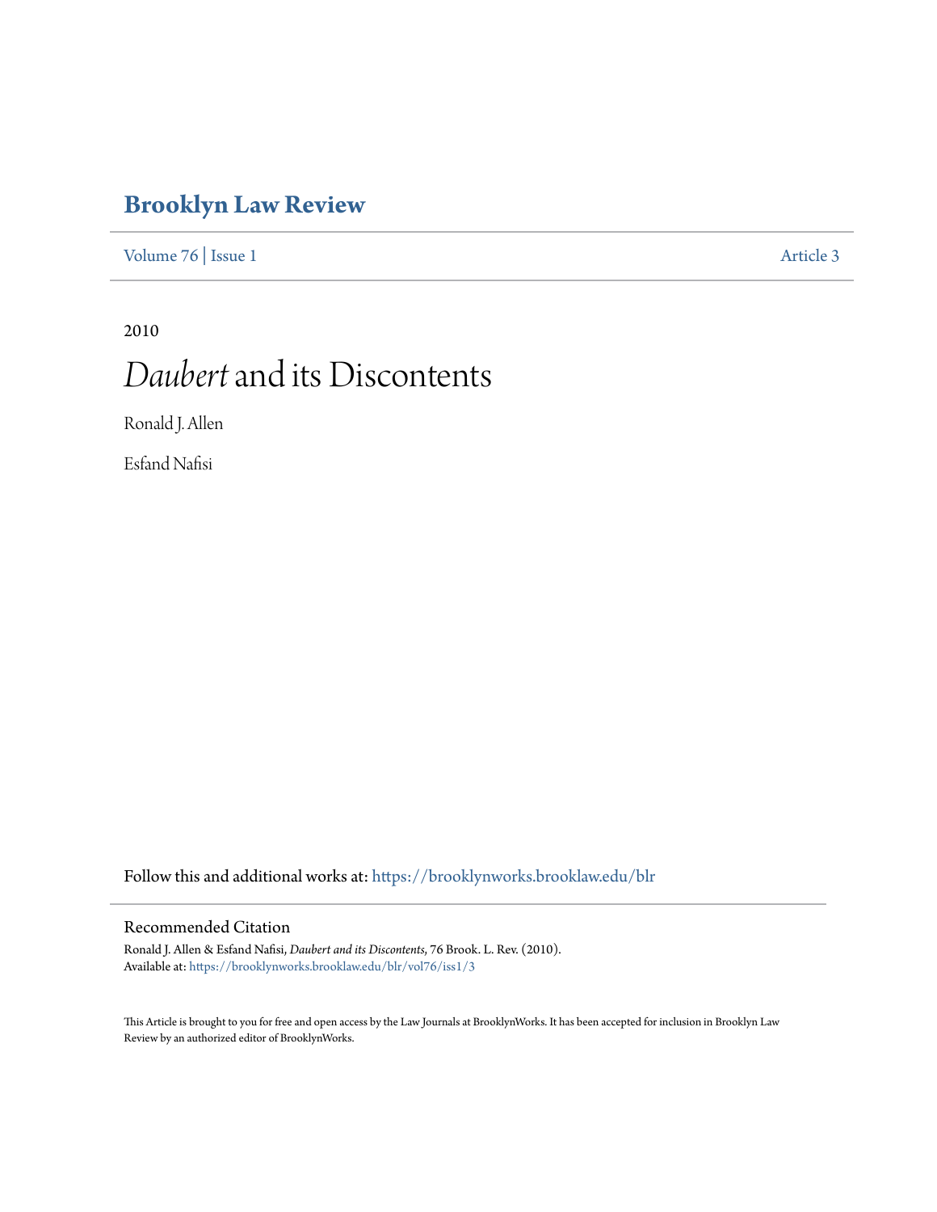# Brooklyn Law Review

Volume 76 | Issue 1 Article 3

2010

# *Daubert* and its Discontents

Ronald J. Allen

Esfand Nafisi

Follow this and additional works at: https://brooklynworks.brooklaw.edu/blr

## Recommended Citation

Ronald J. Allen & Esfand Nafisi, *Daubert and its Discontents*, 76 Brook. L. Rev. (2010).
Available at: https://brooklynworks.brooklaw.edu/blr/vol76/iss1/3

This Article is brought to you for free and open access by the Law Journals at BrooklynWorks. It has been accepted for inclusion in Brooklyn Law Review by an authorized editor of BrooklynWorks.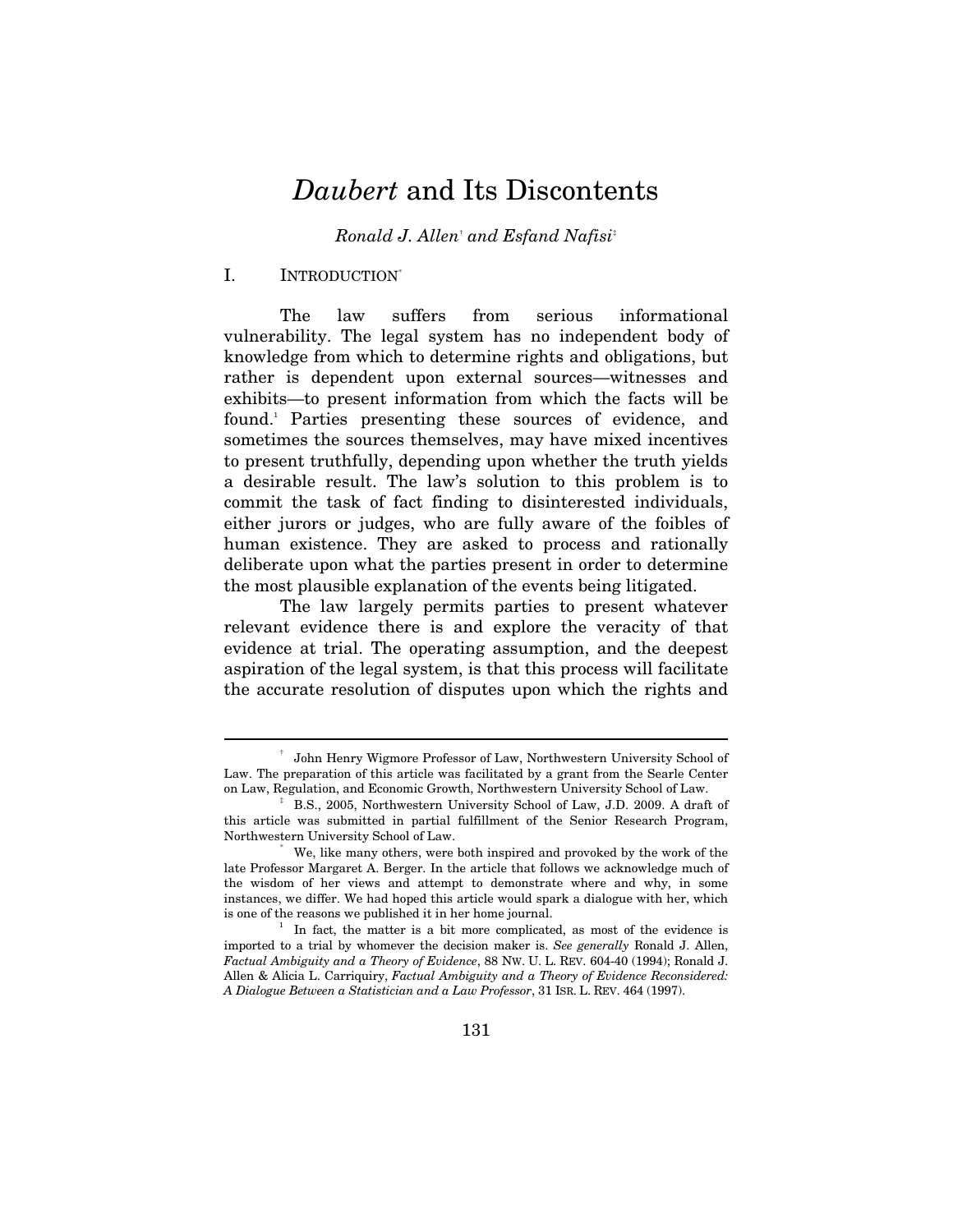# *Daubert* and Its Discontents

*Ronald J. Allen*[†] *and Esfand Nafisi*[‡]

## I. INTRODUCTION[*]

The law suffers from serious informational vulnerability. The legal system has no independent body of knowledge from which to determine rights and obligations, but rather is dependent upon external sources—witnesses and exhibits—to present information from which the facts will be found.[1] Parties presenting these sources of evidence, and sometimes the sources themselves, may have mixed incentives to present truthfully, depending upon whether the truth yields a desirable result. The law's solution to this problem is to commit the task of fact finding to disinterested individuals, either jurors or judges, who are fully aware of the foibles of human existence. They are asked to process and rationally deliberate upon what the parties present in order to determine the most plausible explanation of the events being litigated.

The law largely permits parties to present whatever relevant evidence there is and explore the veracity of that evidence at trial. The operating assumption, and the deepest aspiration of the legal system, is that this process will facilitate the accurate resolution of disputes upon which the rights and

---

[†] John Henry Wigmore Professor of Law, Northwestern University School of Law. The preparation of this article was facilitated by a grant from the Searle Center on Law, Regulation, and Economic Growth, Northwestern University School of Law.

[‡] B.S., 2005, Northwestern University School of Law, J.D. 2009. A draft of this article was submitted in partial fulfillment of the Senior Research Program, Northwestern University School of Law.

[*] We, like many others, were both inspired and provoked by the work of the late Professor Margaret A. Berger. In the article that follows we acknowledge much of the wisdom of her views and attempt to demonstrate where and why, in some instances, we differ. We had hoped this article would spark a dialogue with her, which is one of the reasons we published it in her home journal.

[1] In fact, the matter is a bit more complicated, as most of the evidence is imported to a trial by whomever the decision maker is. *See generally* Ronald J. Allen, *Factual Ambiguity and a Theory of Evidence*, 88 NW. U. L. REV. 604-40 (1994); Ronald J. Allen & Alicia L. Carriquiry, *Factual Ambiguity and a Theory of Evidence Reconsidered: A Dialogue Between a Statistician and a Law Professor*, 31 ISR. L. REV. 464 (1997).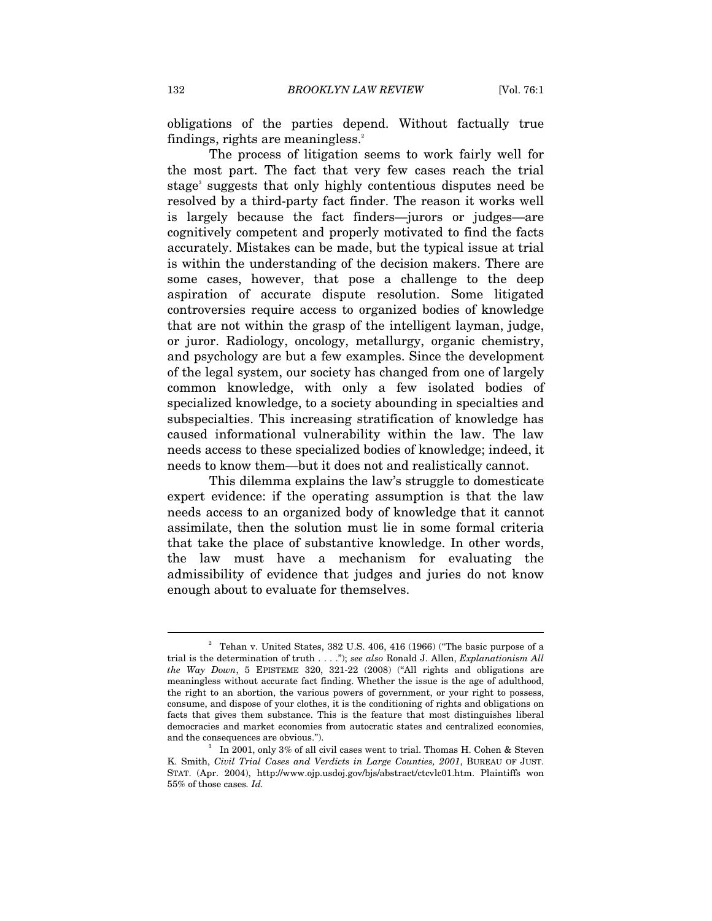obligations of the parties depend. Without factually true findings, rights are meaningless.[2]

The process of litigation seems to work fairly well for the most part. The fact that very few cases reach the trial stage[3] suggests that only highly contentious disputes need be resolved by a third-party fact finder. The reason it works well is largely because the fact finders—jurors or judges—are cognitively competent and properly motivated to find the facts accurately. Mistakes can be made, but the typical issue at trial is within the understanding of the decision makers. There are some cases, however, that pose a challenge to the deep aspiration of accurate dispute resolution. Some litigated controversies require access to organized bodies of knowledge that are not within the grasp of the intelligent layman, judge, or juror. Radiology, oncology, metallurgy, organic chemistry, and psychology are but a few examples. Since the development of the legal system, our society has changed from one of largely common knowledge, with only a few isolated bodies of specialized knowledge, to a society abounding in specialties and subspecialties. This increasing stratification of knowledge has caused informational vulnerability within the law. The law needs access to these specialized bodies of knowledge; indeed, it needs to know them—but it does not and realistically cannot.

This dilemma explains the law's struggle to domesticate expert evidence: if the operating assumption is that the law needs access to an organized body of knowledge that it cannot assimilate, then the solution must lie in some formal criteria that take the place of substantive knowledge. In other words, the law must have a mechanism for evaluating the admissibility of evidence that judges and juries do not know enough about to evaluate for themselves.

---

[2] Tehan v. United States, 382 U.S. 406, 416 (1966) ("The basic purpose of a trial is the determination of truth . . . ."); *see also* Ronald J. Allen, *Explanationism All the Way Down*, 5 EPISTEME 320, 321-22 (2008) ("All rights and obligations are meaningless without accurate fact finding. Whether the issue is the age of adulthood, the right to an abortion, the various powers of government, or your right to possess, consume, and dispose of your clothes, it is the conditioning of rights and obligations on facts that gives them substance. This is the feature that most distinguishes liberal democracies and market economies from autocratic states and centralized economies, and the consequences are obvious.").

[3] In 2001, only 3% of all civil cases went to trial. Thomas H. Cohen & Steven K. Smith, *Civil Trial Cases and Verdicts in Large Counties, 2001*, BUREAU OF JUST. STAT. (Apr. 2004), http://www.ojp.usdoj.gov/bjs/abstract/ctcvlc01.htm. Plaintiffs won 55% of those cases. *Id.*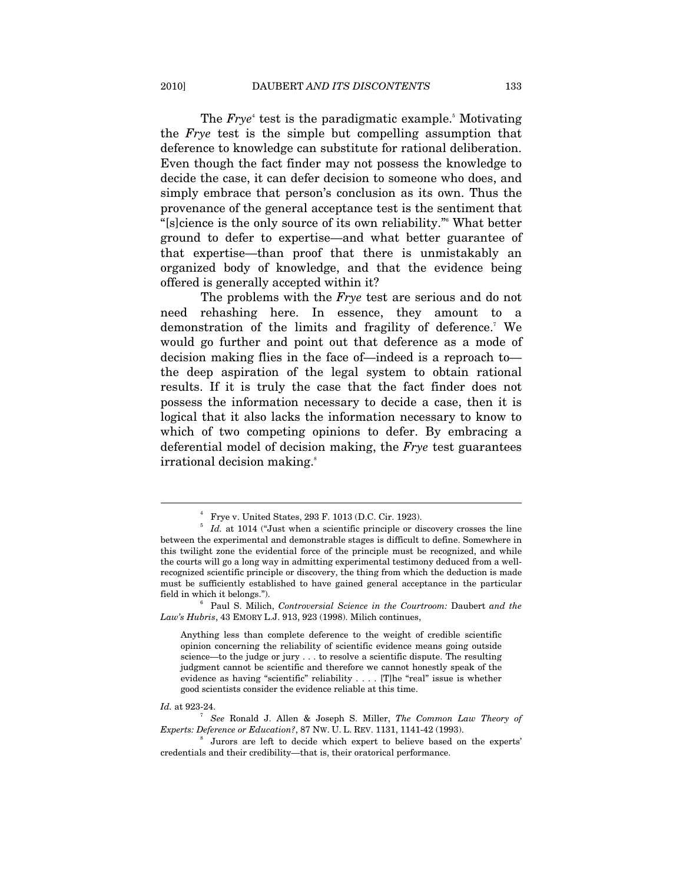The *Frye*[4] test is the paradigmatic example.[5] Motivating the *Frye* test is the simple but compelling assumption that deference to knowledge can substitute for rational deliberation. Even though the fact finder may not possess the knowledge to decide the case, it can defer decision to someone who does, and simply embrace that person's conclusion as its own. Thus the provenance of the general acceptance test is the sentiment that "[s]cience is the only source of its own reliability."[6] What better ground to defer to expertise—and what better guarantee of that expertise—than proof that there is unmistakably an organized body of knowledge, and that the evidence being offered is generally accepted within it?

The problems with the *Frye* test are serious and do not need rehashing here. In essence, they amount to a demonstration of the limits and fragility of deference.[7] We would go further and point out that deference as a mode of decision making flies in the face of—indeed is a reproach to—the deep aspiration of the legal system to obtain rational results. If it is truly the case that the fact finder does not possess the information necessary to decide a case, then it is logical that it also lacks the information necessary to know to which of two competing opinions to defer. By embracing a deferential model of decision making, the *Frye* test guarantees irrational decision making.[8]

---

[4] Frye v. United States, 293 F. 1013 (D.C. Cir. 1923).

[5] *Id.* at 1014 ("Just when a scientific principle or discovery crosses the line between the experimental and demonstrable stages is difficult to define. Somewhere in this twilight zone the evidential force of the principle must be recognized, and while the courts will go a long way in admitting experimental testimony deduced from a well-recognized scientific principle or discovery, the thing from which the deduction is made must be sufficiently established to have gained general acceptance in the particular field in which it belongs.").

[6] Paul S. Milich, *Controversial Science in the Courtroom:* Daubert *and the Law's Hubris*, 43 EMORY L.J. 913, 923 (1998). Milich continues,

> Anything less than complete deference to the weight of credible scientific opinion concerning the reliability of scientific evidence means going outside science—to the judge or jury . . . to resolve a scientific dispute. The resulting judgment cannot be scientific and therefore we cannot honestly speak of the evidence as having "scientific" reliability . . . . [T]he "real" issue is whether good scientists consider the evidence reliable at this time.

*Id.* at 923-24.

[7] *See* Ronald J. Allen & Joseph S. Miller, *The Common Law Theory of Experts: Deference or Education?*, 87 NW. U. L. REV. 1131, 1141-42 (1993).

[8] Jurors are left to decide which expert to believe based on the experts' credentials and their credibility—that is, their oratorical performance.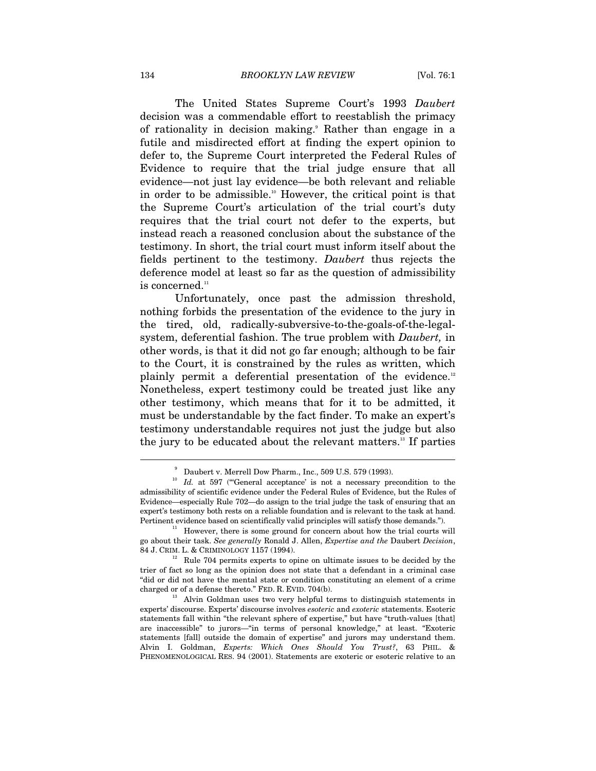The United States Supreme Court's 1993 *Daubert* decision was a commendable effort to reestablish the primacy of rationality in decision making.[9] Rather than engage in a futile and misdirected effort at finding the expert opinion to defer to, the Supreme Court interpreted the Federal Rules of Evidence to require that the trial judge ensure that all evidence—not just lay evidence—be both relevant and reliable in order to be admissible.[10] However, the critical point is that the Supreme Court's articulation of the trial court's duty requires that the trial court not defer to the experts, but instead reach a reasoned conclusion about the substance of the testimony. In short, the trial court must inform itself about the fields pertinent to the testimony. *Daubert* thus rejects the deference model at least so far as the question of admissibility is concerned.[11]

Unfortunately, once past the admission threshold, nothing forbids the presentation of the evidence to the jury in the tired, old, radically-subversive-to-the-goals-of-the-legal-system, deferential fashion. The true problem with *Daubert,* in other words, is that it did not go far enough; although to be fair to the Court, it is constrained by the rules as written, which plainly permit a deferential presentation of the evidence.[12] Nonetheless, expert testimony could be treated just like any other testimony, which means that for it to be admitted, it must be understandable by the fact finder. To make an expert's testimony understandable requires not just the judge but also the jury to be educated about the relevant matters.[13] If parties

---

[9] Daubert v. Merrell Dow Pharm., Inc., 509 U.S. 579 (1993).

[10] *Id.* at 597 ("'General acceptance' is not a necessary precondition to the admissibility of scientific evidence under the Federal Rules of Evidence, but the Rules of Evidence—especially Rule 702—do assign to the trial judge the task of ensuring that an expert's testimony both rests on a reliable foundation and is relevant to the task at hand. Pertinent evidence based on scientifically valid principles will satisfy those demands.").

[11] However, there is some ground for concern about how the trial courts will go about their task. *See generally* Ronald J. Allen, *Expertise and the* Daubert *Decision*, 84 J. CRIM. L. & CRIMINOLOGY 1157 (1994).

[12] Rule 704 permits experts to opine on ultimate issues to be decided by the trier of fact so long as the opinion does not state that a defendant in a criminal case "did or did not have the mental state or condition constituting an element of a crime charged or of a defense thereto." FED. R. EVID. 704(b).

[13] Alvin Goldman uses two very helpful terms to distinguish statements in experts' discourse. Experts' discourse involves *esoteric* and *exoteric* statements. Esoteric statements fall within "the relevant sphere of expertise," but have "truth-values [that] are inaccessible" to jurors—"in terms of personal knowledge," at least. "Exoteric statements [fall] outside the domain of expertise" and jurors may understand them. Alvin I. Goldman, *Experts: Which Ones Should You Trust?*, 63 PHIL. & PHENOMENOLOGICAL RES. 94 (2001). Statements are exoteric or esoteric relative to an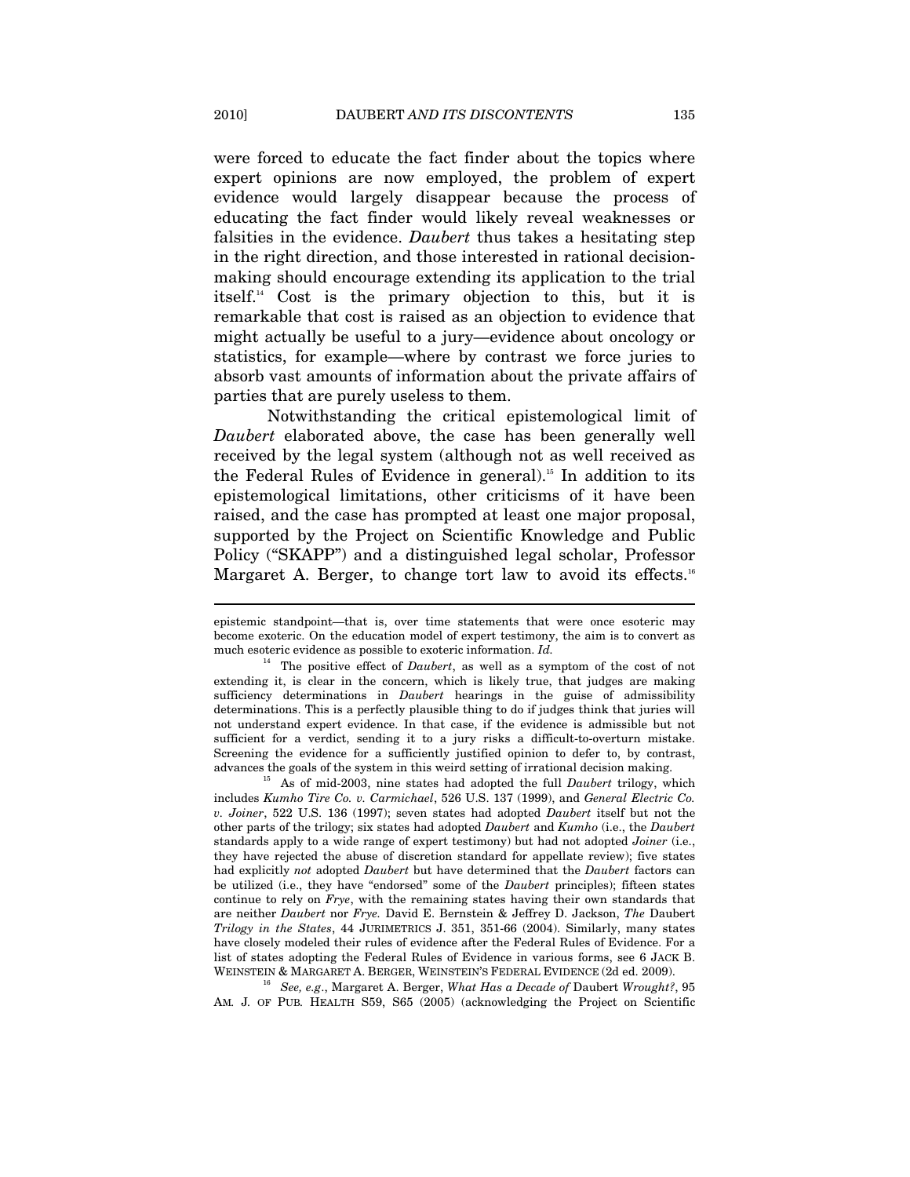were forced to educate the fact finder about the topics where expert opinions are now employed, the problem of expert evidence would largely disappear because the process of educating the fact finder would likely reveal weaknesses or falsities in the evidence. *Daubert* thus takes a hesitating step in the right direction, and those interested in rational decision-making should encourage extending its application to the trial itself.[14] Cost is the primary objection to this, but it is remarkable that cost is raised as an objection to evidence that might actually be useful to a jury—evidence about oncology or statistics, for example—where by contrast we force juries to absorb vast amounts of information about the private affairs of parties that are purely useless to them.

Notwithstanding the critical epistemological limit of *Daubert* elaborated above, the case has been generally well received by the legal system (although not as well received as the Federal Rules of Evidence in general).[15] In addition to its epistemological limitations, other criticisms of it have been raised, and the case has prompted at least one major proposal, supported by the Project on Scientific Knowledge and Public Policy ("SKAPP") and a distinguished legal scholar, Professor Margaret A. Berger, to change tort law to avoid its effects.[16]

---

epistemic standpoint—that is, over time statements that were once esoteric may become exoteric. On the education model of expert testimony, the aim is to convert as much esoteric evidence as possible to exoteric information. *Id.*

[14] The positive effect of *Daubert*, as well as a symptom of the cost of not extending it, is clear in the concern, which is likely true, that judges are making sufficiency determinations in *Daubert* hearings in the guise of admissibility determinations. This is a perfectly plausible thing to do if judges think that juries will not understand expert evidence. In that case, if the evidence is admissible but not sufficient for a verdict, sending it to a jury risks a difficult-to-overturn mistake. Screening the evidence for a sufficiently justified opinion to defer to, by contrast, advances the goals of the system in this weird setting of irrational decision making.

[15] As of mid-2003, nine states had adopted the full *Daubert* trilogy, which includes *Kumho Tire Co. v. Carmichael*, 526 U.S. 137 (1999), and *General Electric Co. v. Joiner*, 522 U.S. 136 (1997); seven states had adopted *Daubert* itself but not the other parts of the trilogy; six states had adopted *Daubert* and *Kumho* (i.e., the *Daubert* standards apply to a wide range of expert testimony) but had not adopted *Joiner* (i.e., they have rejected the abuse of discretion standard for appellate review); five states had explicitly *not* adopted *Daubert* but have determined that the *Daubert* factors can be utilized (i.e., they have "endorsed" some of the *Daubert* principles); fifteen states continue to rely on *Frye*, with the remaining states having their own standards that are neither *Daubert* nor *Frye.* David E. Bernstein & Jeffrey D. Jackson, *The* Daubert *Trilogy in the States*, 44 JURIMETRICS J. 351, 351-66 (2004). Similarly, many states have closely modeled their rules of evidence after the Federal Rules of Evidence. For a list of states adopting the Federal Rules of Evidence in various forms, see 6 JACK B. WEINSTEIN & MARGARET A. BERGER, WEINSTEIN'S FEDERAL EVIDENCE (2d ed. 2009).

[16] *See, e.g.*, Margaret A. Berger, *What Has a Decade of* Daubert *Wrought?*, 95 AM. J. OF PUB. HEALTH S59, S65 (2005) (acknowledging the Project on Scientific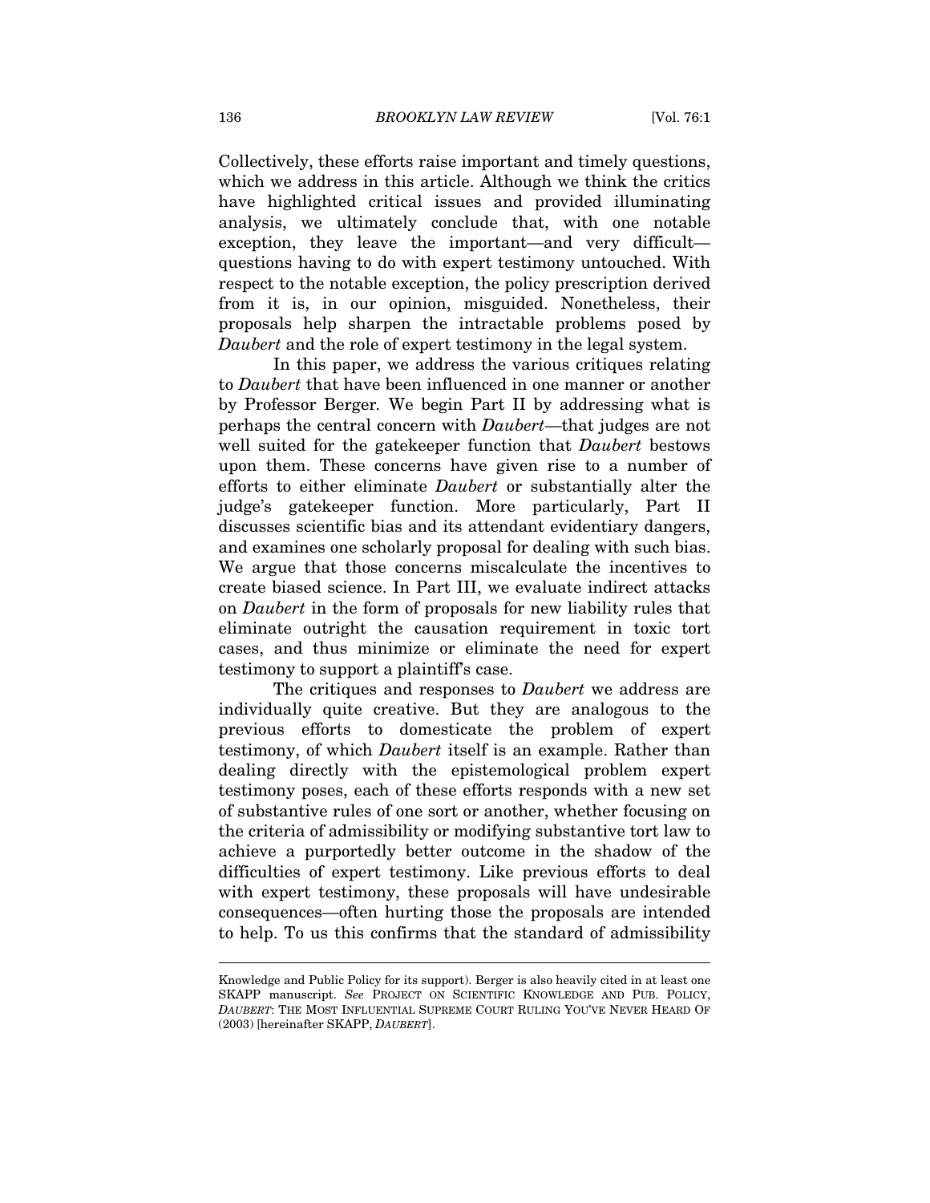Collectively, these efforts raise important and timely questions, which we address in this article. Although we think the critics have highlighted critical issues and provided illuminating analysis, we ultimately conclude that, with one notable exception, they leave the important—and very difficult—questions having to do with expert testimony untouched. With respect to the notable exception, the policy prescription derived from it is, in our opinion, misguided. Nonetheless, their proposals help sharpen the intractable problems posed by *Daubert* and the role of expert testimony in the legal system.

In this paper, we address the various critiques relating to *Daubert* that have been influenced in one manner or another by Professor Berger. We begin Part II by addressing what is perhaps the central concern with *Daubert*—that judges are not well suited for the gatekeeper function that *Daubert* bestows upon them. These concerns have given rise to a number of efforts to either eliminate *Daubert* or substantially alter the judge's gatekeeper function. More particularly, Part II discusses scientific bias and its attendant evidentiary dangers, and examines one scholarly proposal for dealing with such bias. We argue that those concerns miscalculate the incentives to create biased science. In Part III, we evaluate indirect attacks on *Daubert* in the form of proposals for new liability rules that eliminate outright the causation requirement in toxic tort cases, and thus minimize or eliminate the need for expert testimony to support a plaintiff's case.

The critiques and responses to *Daubert* we address are individually quite creative. But they are analogous to the previous efforts to domesticate the problem of expert testimony, of which *Daubert* itself is an example. Rather than dealing directly with the epistemological problem expert testimony poses, each of these efforts responds with a new set of substantive rules of one sort or another, whether focusing on the criteria of admissibility or modifying substantive tort law to achieve a purportedly better outcome in the shadow of the difficulties of expert testimony. Like previous efforts to deal with expert testimony, these proposals will have undesirable consequences—often hurting those the proposals are intended to help. To us this confirms that the standard of admissibility

---

Knowledge and Public Policy for its support). Berger is also heavily cited in at least one SKAPP manuscript. *See* PROJECT ON SCIENTIFIC KNOWLEDGE AND PUB. POLICY, *DAUBERT*: THE MOST INFLUENTIAL SUPREME COURT RULING YOU'VE NEVER HEARD OF (2003) [hereinafter SKAPP, *DAUBERT*].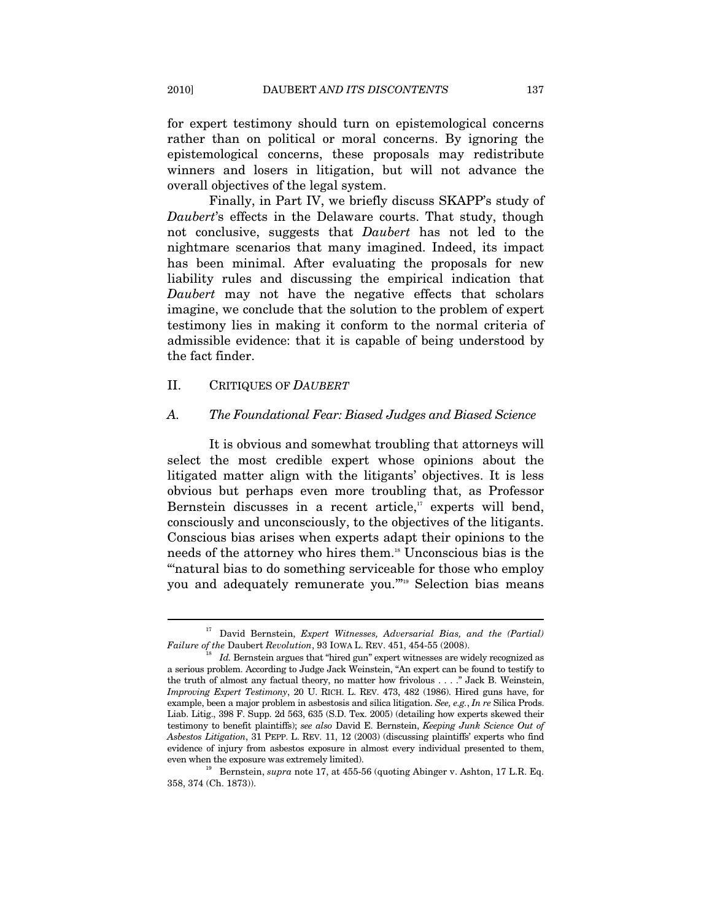for expert testimony should turn on epistemological concerns rather than on political or moral concerns. By ignoring the epistemological concerns, these proposals may redistribute winners and losers in litigation, but will not advance the overall objectives of the legal system.

Finally, in Part IV, we briefly discuss SKAPP's study of *Daubert*'s effects in the Delaware courts. That study, though not conclusive, suggests that *Daubert* has not led to the nightmare scenarios that many imagined. Indeed, its impact has been minimal. After evaluating the proposals for new liability rules and discussing the empirical indication that *Daubert* may not have the negative effects that scholars imagine, we conclude that the solution to the problem of expert testimony lies in making it conform to the normal criteria of admissible evidence: that it is capable of being understood by the fact finder.

## II. CRITIQUES OF *DAUBERT*

### *A. The Foundational Fear: Biased Judges and Biased Science*

It is obvious and somewhat troubling that attorneys will select the most credible expert whose opinions about the litigated matter align with the litigants' objectives. It is less obvious but perhaps even more troubling that, as Professor Bernstein discusses in a recent article,[17] experts will bend, consciously and unconsciously, to the objectives of the litigants. Conscious bias arises when experts adapt their opinions to the needs of the attorney who hires them.[18] Unconscious bias is the "'natural bias to do something serviceable for those who employ you and adequately remunerate you.'"[19] Selection bias means

---

[17] David Bernstein, *Expert Witnesses, Adversarial Bias, and the (Partial) Failure of the* Daubert *Revolution*, 93 IOWA L. REV. 451, 454-55 (2008).

[18] *Id.* Bernstein argues that "hired gun" expert witnesses are widely recognized as a serious problem. According to Judge Jack Weinstein, "An expert can be found to testify to the truth of almost any factual theory, no matter how frivolous . . . ." Jack B. Weinstein, *Improving Expert Testimony*, 20 U. RICH. L. REV. 473, 482 (1986). Hired guns have, for example, been a major problem in asbestosis and silica litigation. *See, e.g.*, *In re* Silica Prods. Liab. Litig., 398 F. Supp. 2d 563, 635 (S.D. Tex. 2005) (detailing how experts skewed their testimony to benefit plaintiffs); *see also* David E. Bernstein, *Keeping Junk Science Out of Asbestos Litigation*, 31 PEPP. L. REV. 11, 12 (2003) (discussing plaintiffs' experts who find evidence of injury from asbestos exposure in almost every individual presented to them, even when the exposure was extremely limited).

[19] Bernstein, *supra* note 17, at 455-56 (quoting Abinger v. Ashton, 17 L.R. Eq. 358, 374 (Ch. 1873)).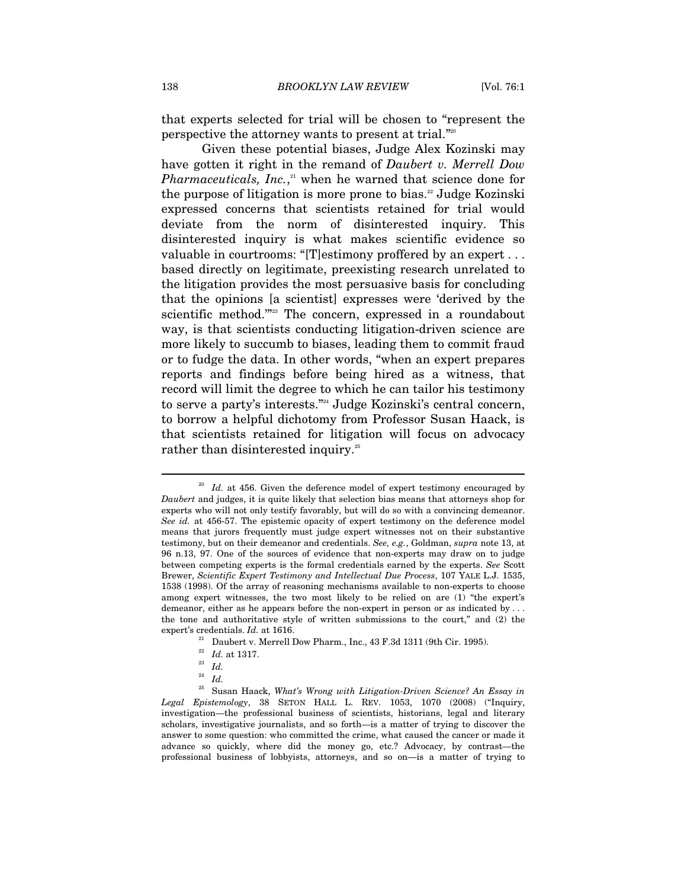that experts selected for trial will be chosen to "represent the perspective the attorney wants to present at trial."[20]

Given these potential biases, Judge Alex Kozinski may have gotten it right in the remand of *Daubert v. Merrell Dow Pharmaceuticals, Inc.*,[21] when he warned that science done for the purpose of litigation is more prone to bias.[22] Judge Kozinski expressed concerns that scientists retained for trial would deviate from the norm of disinterested inquiry. This disinterested inquiry is what makes scientific evidence so valuable in courtrooms: "[T]estimony proffered by an expert . . . based directly on legitimate, preexisting research unrelated to the litigation provides the most persuasive basis for concluding that the opinions [a scientist] expresses were 'derived by the scientific method.'"[23] The concern, expressed in a roundabout way, is that scientists conducting litigation-driven science are more likely to succumb to biases, leading them to commit fraud or to fudge the data. In other words, "when an expert prepares reports and findings before being hired as a witness, that record will limit the degree to which he can tailor his testimony to serve a party's interests."[24] Judge Kozinski's central concern, to borrow a helpful dichotomy from Professor Susan Haack, is that scientists retained for litigation will focus on advocacy rather than disinterested inquiry.[25]

---

[20] *Id.* at 456. Given the deference model of expert testimony encouraged by *Daubert* and judges, it is quite likely that selection bias means that attorneys shop for experts who will not only testify favorably, but will do so with a convincing demeanor. *See id.* at 456-57. The epistemic opacity of expert testimony on the deference model means that jurors frequently must judge expert witnesses not on their substantive testimony, but on their demeanor and credentials. *See, e.g.*, Goldman, *supra* note 13, at 96 n.13, 97. One of the sources of evidence that non-experts may draw on to judge between competing experts is the formal credentials earned by the experts. *See* Scott Brewer, *Scientific Expert Testimony and Intellectual Due Process*, 107 YALE L.J. 1535, 1538 (1998). Of the array of reasoning mechanisms available to non-experts to choose among expert witnesses, the two most likely to be relied on are (1) "the expert's demeanor, either as he appears before the non-expert in person or as indicated by . . . the tone and authoritative style of written submissions to the court," and (2) the expert's credentials. *Id.* at 1616.

[21] Daubert v. Merrell Dow Pharm., Inc., 43 F.3d 1311 (9th Cir. 1995).

[22] *Id.* at 1317.

[23] *Id.*

[24] *Id.*

[25] Susan Haack, *What's Wrong with Litigation-Driven Science? An Essay in Legal Epistemology*, 38 SETON HALL L. REV. 1053, 1070 (2008) ("Inquiry, investigation—the professional business of scientists, historians, legal and literary scholars, investigative journalists, and so forth—is a matter of trying to discover the answer to some question: who committed the crime, what caused the cancer or made it advance so quickly, where did the money go, etc.? Advocacy, by contrast—the professional business of lobbyists, attorneys, and so on—is a matter of trying to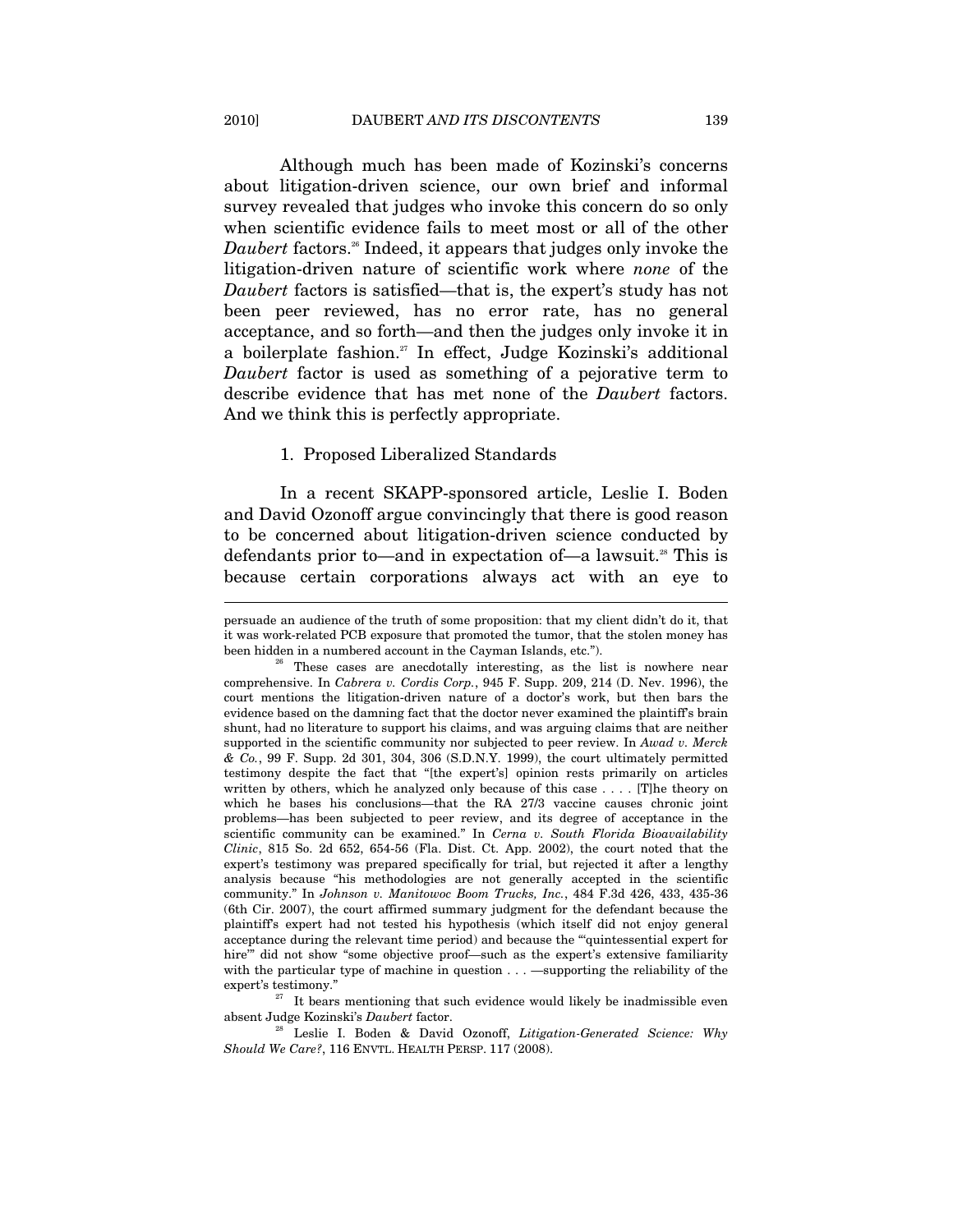Although much has been made of Kozinski's concerns about litigation-driven science, our own brief and informal survey revealed that judges who invoke this concern do so only when scientific evidence fails to meet most or all of the other *Daubert* factors.[26] Indeed, it appears that judges only invoke the litigation-driven nature of scientific work where *none* of the *Daubert* factors is satisfied—that is, the expert's study has not been peer reviewed, has no error rate, has no general acceptance, and so forth—and then the judges only invoke it in a boilerplate fashion.[27] In effect, Judge Kozinski's additional *Daubert* factor is used as something of a pejorative term to describe evidence that has met none of the *Daubert* factors. And we think this is perfectly appropriate.

### 1. Proposed Liberalized Standards

In a recent SKAPP-sponsored article, Leslie I. Boden and David Ozonoff argue convincingly that there is good reason to be concerned about litigation-driven science conducted by defendants prior to—and in expectation of—a lawsuit.[28] This is because certain corporations always act with an eye to

---

persuade an audience of the truth of some proposition: that my client didn't do it, that it was work-related PCB exposure that promoted the tumor, that the stolen money has been hidden in a numbered account in the Cayman Islands, etc.").

[26] These cases are anecdotally interesting, as the list is nowhere near comprehensive. In *Cabrera v. Cordis Corp.*, 945 F. Supp. 209, 214 (D. Nev. 1996), the court mentions the litigation-driven nature of a doctor's work, but then bars the evidence based on the damning fact that the doctor never examined the plaintiff's brain shunt, had no literature to support his claims, and was arguing claims that are neither supported in the scientific community nor subjected to peer review. In *Awad v. Merck & Co.*, 99 F. Supp. 2d 301, 304, 306 (S.D.N.Y. 1999), the court ultimately permitted testimony despite the fact that "[the expert's] opinion rests primarily on articles written by others, which he analyzed only because of this case . . . . [T]he theory on which he bases his conclusions—that the RA 27/3 vaccine causes chronic joint problems—has been subjected to peer review, and its degree of acceptance in the scientific community can be examined." In *Cerna v. South Florida Bioavailability Clinic*, 815 So. 2d 652, 654-56 (Fla. Dist. Ct. App. 2002), the court noted that the expert's testimony was prepared specifically for trial, but rejected it after a lengthy analysis because "his methodologies are not generally accepted in the scientific community." In *Johnson v. Manitowoc Boom Trucks, Inc.*, 484 F.3d 426, 433, 435-36 (6th Cir. 2007), the court affirmed summary judgment for the defendant because the plaintiff's expert had not tested his hypothesis (which itself did not enjoy general acceptance during the relevant time period) and because the "'quintessential expert for hire'" did not show "some objective proof—such as the expert's extensive familiarity with the particular type of machine in question . . . —supporting the reliability of the expert's testimony."

[27] It bears mentioning that such evidence would likely be inadmissible even absent Judge Kozinski's *Daubert* factor.

[28] Leslie I. Boden & David Ozonoff, *Litigation-Generated Science: Why Should We Care?*, 116 ENVTL. HEALTH PERSP. 117 (2008).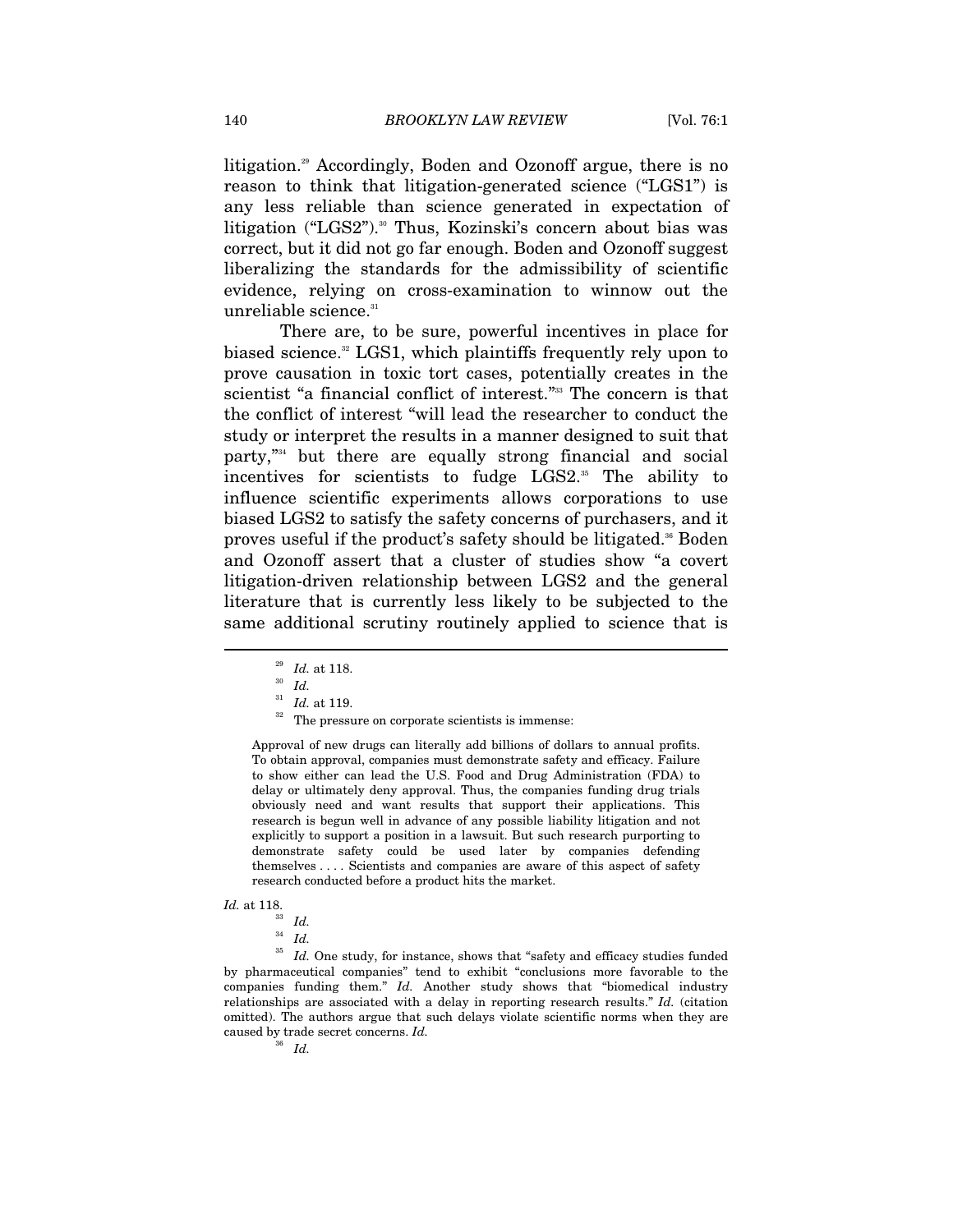litigation.[29] Accordingly, Boden and Ozonoff argue, there is no reason to think that litigation-generated science ("LGS1") is any less reliable than science generated in expectation of litigation ("LGS2").[30] Thus, Kozinski's concern about bias was correct, but it did not go far enough. Boden and Ozonoff suggest liberalizing the standards for the admissibility of scientific evidence, relying on cross-examination to winnow out the unreliable science.[31]

There are, to be sure, powerful incentives in place for biased science.[32] LGS1, which plaintiffs frequently rely upon to prove causation in toxic tort cases, potentially creates in the scientist "a financial conflict of interest."[33] The concern is that the conflict of interest "will lead the researcher to conduct the study or interpret the results in a manner designed to suit that party,"[34] but there are equally strong financial and social incentives for scientists to fudge LGS2.[35] The ability to influence scientific experiments allows corporations to use biased LGS2 to satisfy the safety concerns of purchasers, and it proves useful if the product's safety should be litigated.[36] Boden and Ozonoff assert that a cluster of studies show "a covert litigation-driven relationship between LGS2 and the general literature that is currently less likely to be subjected to the same additional scrutiny routinely applied to science that is

---

[29] *Id.* at 118.

[30] *Id.*

[31] *Id.* at 119.

[32] The pressure on corporate scientists is immense:

> Approval of new drugs can literally add billions of dollars to annual profits. To obtain approval, companies must demonstrate safety and efficacy. Failure to show either can lead the U.S. Food and Drug Administration (FDA) to delay or ultimately deny approval. Thus, the companies funding drug trials obviously need and want results that support their applications. This research is begun well in advance of any possible liability litigation and not explicitly to support a position in a lawsuit. But such research purporting to demonstrate safety could be used later by companies defending themselves . . . . Scientists and companies are aware of this aspect of safety research conducted before a product hits the market.

*Id.* at 118.

[33] *Id.*

[34] *Id.*

[35] *Id.* One study, for instance, shows that "safety and efficacy studies funded by pharmaceutical companies" tend to exhibit "conclusions more favorable to the companies funding them." *Id.* Another study shows that "biomedical industry relationships are associated with a delay in reporting research results." *Id.* (citation omitted). The authors argue that such delays violate scientific norms when they are caused by trade secret concerns. *Id.*

[36] *Id.*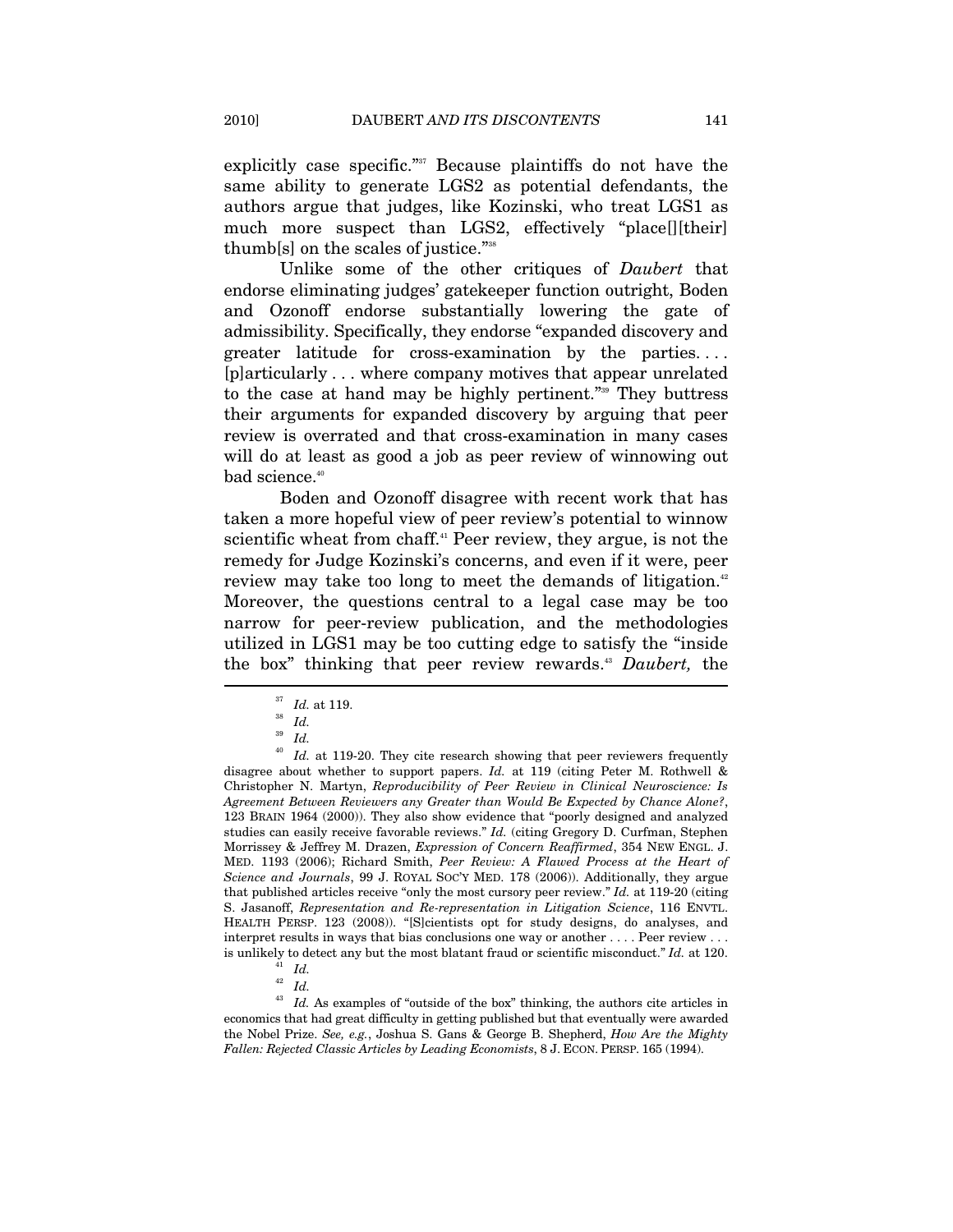explicitly case specific."[37] Because plaintiffs do not have the same ability to generate LGS2 as potential defendants, the authors argue that judges, like Kozinski, who treat LGS1 as much more suspect than LGS2, effectively "place[][their] thumb[s] on the scales of justice."[38]

Unlike some of the other critiques of *Daubert* that endorse eliminating judges' gatekeeper function outright, Boden and Ozonoff endorse substantially lowering the gate of admissibility. Specifically, they endorse "expanded discovery and greater latitude for cross-examination by the parties. . . . [p]articularly . . . where company motives that appear unrelated to the case at hand may be highly pertinent."[39] They buttress their arguments for expanded discovery by arguing that peer review is overrated and that cross-examination in many cases will do at least as good a job as peer review of winnowing out bad science.[40]

Boden and Ozonoff disagree with recent work that has taken a more hopeful view of peer review's potential to winnow scientific wheat from chaff.[41] Peer review, they argue, is not the remedy for Judge Kozinski's concerns, and even if it were, peer review may take too long to meet the demands of litigation.[42] Moreover, the questions central to a legal case may be too narrow for peer-review publication, and the methodologies utilized in LGS1 may be too cutting edge to satisfy the "inside the box" thinking that peer review rewards.[43] *Daubert,* the

---

[37] *Id.* at 119.

[38] *Id.*

[39] *Id.*

[40] *Id.* at 119-20. They cite research showing that peer reviewers frequently disagree about whether to support papers. *Id.* at 119 (citing Peter M. Rothwell & Christopher N. Martyn, *Reproducibility of Peer Review in Clinical Neuroscience: Is Agreement Between Reviewers any Greater than Would Be Expected by Chance Alone?*, 123 BRAIN 1964 (2000)). They also show evidence that "poorly designed and analyzed studies can easily receive favorable reviews." *Id.* (citing Gregory D. Curfman, Stephen Morrissey & Jeffrey M. Drazen, *Expression of Concern Reaffirmed*, 354 NEW ENGL. J. MED. 1193 (2006); Richard Smith, *Peer Review: A Flawed Process at the Heart of Science and Journals*, 99 J. ROYAL SOC'Y MED. 178 (2006)). Additionally, they argue that published articles receive "only the most cursory peer review." *Id.* at 119-20 (citing S. Jasanoff, *Representation and Re-representation in Litigation Science*, 116 ENVTL. HEALTH PERSP. 123 (2008)). "[S]cientists opt for study designs, do analyses, and interpret results in ways that bias conclusions one way or another . . . . Peer review . . . is unlikely to detect any but the most blatant fraud or scientific misconduct." *Id.* at 120.

[41] *Id.*

[42] *Id.*

[43] *Id.* As examples of "outside of the box" thinking, the authors cite articles in economics that had great difficulty in getting published but that eventually were awarded the Nobel Prize. *See, e.g.*, Joshua S. Gans & George B. Shepherd, *How Are the Mighty Fallen: Rejected Classic Articles by Leading Economists*, 8 J. ECON. PERSP. 165 (1994).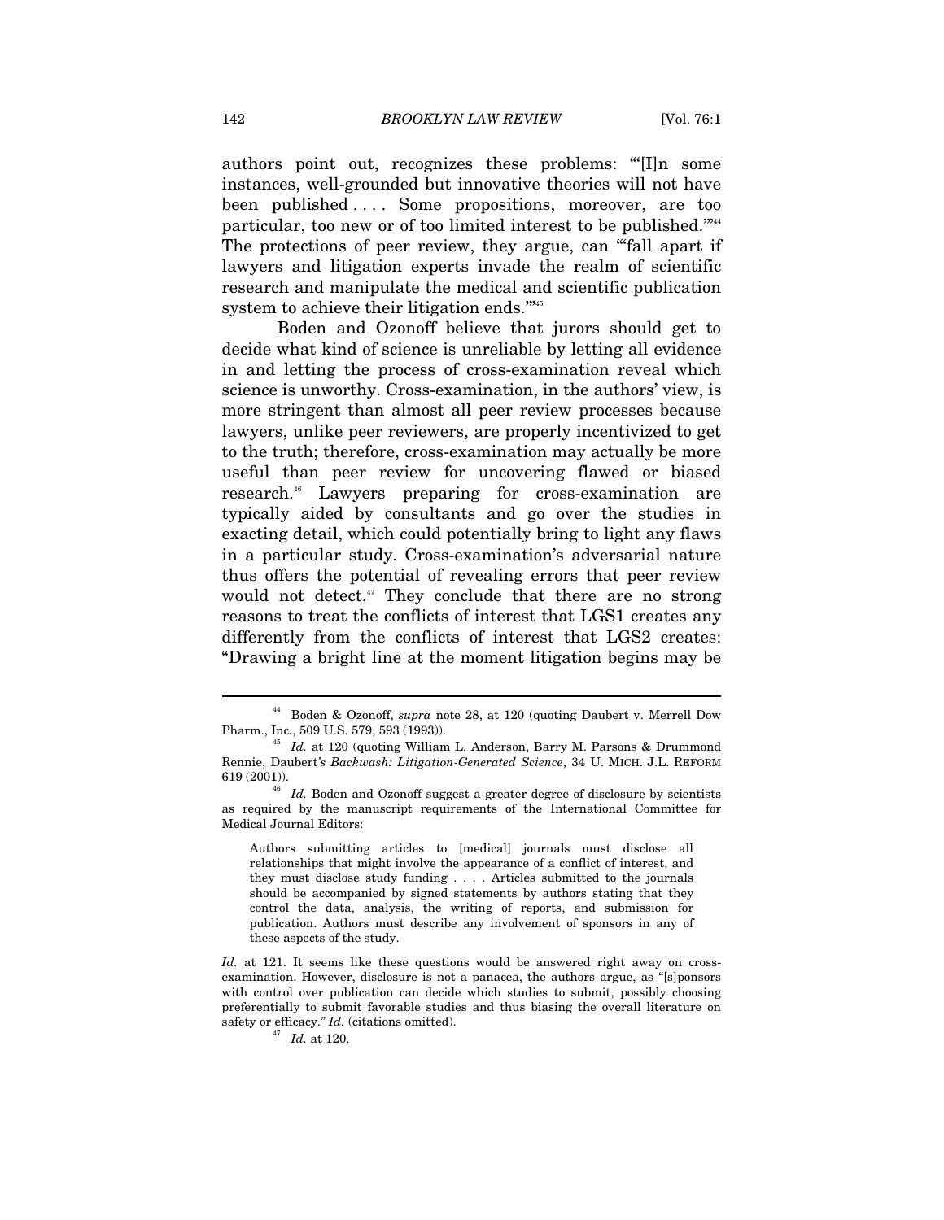authors point out, recognizes these problems: "'[I]n some instances, well-grounded but innovative theories will not have been published . . . . Some propositions, moreover, are too particular, too new or of too limited interest to be published.'"[44] The protections of peer review, they argue, can "'fall apart if lawyers and litigation experts invade the realm of scientific research and manipulate the medical and scientific publication system to achieve their litigation ends.'"[45]

Boden and Ozonoff believe that jurors should get to decide what kind of science is unreliable by letting all evidence in and letting the process of cross-examination reveal which science is unworthy. Cross-examination, in the authors' view, is more stringent than almost all peer review processes because lawyers, unlike peer reviewers, are properly incentivized to get to the truth; therefore, cross-examination may actually be more useful than peer review for uncovering flawed or biased research.[46] Lawyers preparing for cross-examination are typically aided by consultants and go over the studies in exacting detail, which could potentially bring to light any flaws in a particular study. Cross-examination's adversarial nature thus offers the potential of revealing errors that peer review would not detect.[47] They conclude that there are no strong reasons to treat the conflicts of interest that LGS1 creates any differently from the conflicts of interest that LGS2 creates: "Drawing a bright line at the moment litigation begins may be

---

[44] Boden & Ozonoff, *supra* note 28, at 120 (quoting Daubert v. Merrell Dow Pharm., Inc., 509 U.S. 579, 593 (1993)).

[45] *Id.* at 120 (quoting William L. Anderson, Barry M. Parsons & Drummond Rennie, Daubert*'s Backwash: Litigation-Generated Science*, 34 U. MICH. J.L. REFORM 619 (2001)).

[46] *Id.* Boden and Ozonoff suggest a greater degree of disclosure by scientists as required by the manuscript requirements of the International Committee for Medical Journal Editors:

> Authors submitting articles to [medical] journals must disclose all relationships that might involve the appearance of a conflict of interest, and they must disclose study funding . . . . Articles submitted to the journals should be accompanied by signed statements by authors stating that they control the data, analysis, the writing of reports, and submission for publication. Authors must describe any involvement of sponsors in any of these aspects of the study.

*Id.* at 121. It seems like these questions would be answered right away on cross-examination. However, disclosure is not a panacea, the authors argue, as "[s]ponsors with control over publication can decide which studies to submit, possibly choosing preferentially to submit favorable studies and thus biasing the overall literature on safety or efficacy." *Id.* (citations omitted).

[47] *Id.* at 120.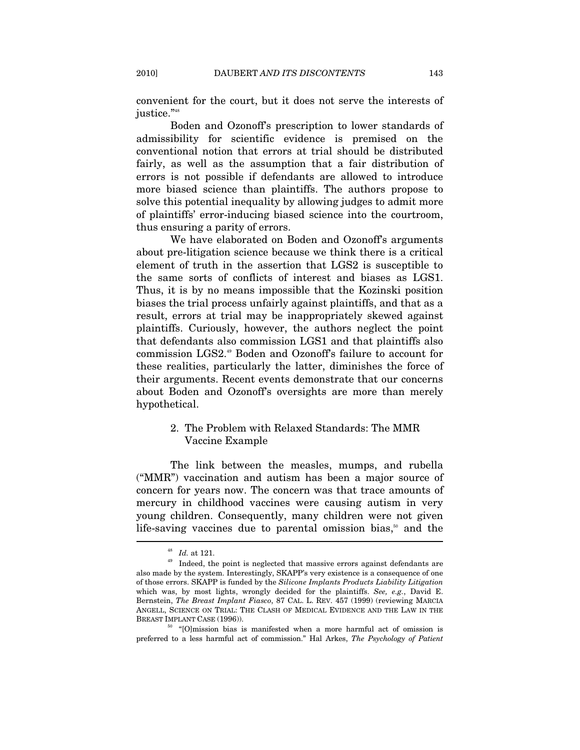convenient for the court, but it does not serve the interests of justice."[48]

Boden and Ozonoff's prescription to lower standards of admissibility for scientific evidence is premised on the conventional notion that errors at trial should be distributed fairly, as well as the assumption that a fair distribution of errors is not possible if defendants are allowed to introduce more biased science than plaintiffs. The authors propose to solve this potential inequality by allowing judges to admit more of plaintiffs' error-inducing biased science into the courtroom, thus ensuring a parity of errors.

We have elaborated on Boden and Ozonoff's arguments about pre-litigation science because we think there is a critical element of truth in the assertion that LGS2 is susceptible to the same sorts of conflicts of interest and biases as LGS1. Thus, it is by no means impossible that the Kozinski position biases the trial process unfairly against plaintiffs, and that as a result, errors at trial may be inappropriately skewed against plaintiffs. Curiously, however, the authors neglect the point that defendants also commission LGS1 and that plaintiffs also commission LGS2.[49] Boden and Ozonoff's failure to account for these realities, particularly the latter, diminishes the force of their arguments. Recent events demonstrate that our concerns about Boden and Ozonoff's oversights are more than merely hypothetical.

### 2. The Problem with Relaxed Standards: The MMR Vaccine Example

The link between the measles, mumps, and rubella ("MMR") vaccination and autism has been a major source of concern for years now. The concern was that trace amounts of mercury in childhood vaccines were causing autism in very young children. Consequently, many children were not given life-saving vaccines due to parental omission bias,[50] and the

---

[48] *Id.* at 121.

[49] Indeed, the point is neglected that massive errors against defendants are also made by the system. Interestingly, SKAPP's very existence is a consequence of one of those errors. SKAPP is funded by the *Silicone Implants Products Liability Litigation* which was, by most lights, wrongly decided for the plaintiffs. *See, e.g.*, David E. Bernstein, *The Breast Implant Fiasco*, 87 CAL. L. REV. 457 (1999) (reviewing MARCIA ANGELL, SCIENCE ON TRIAL: THE CLASH OF MEDICAL EVIDENCE AND THE LAW IN THE BREAST IMPLANT CASE (1996)).

[50] "[O]mission bias is manifested when a more harmful act of omission is preferred to a less harmful act of commission." Hal Arkes, *The Psychology of Patient*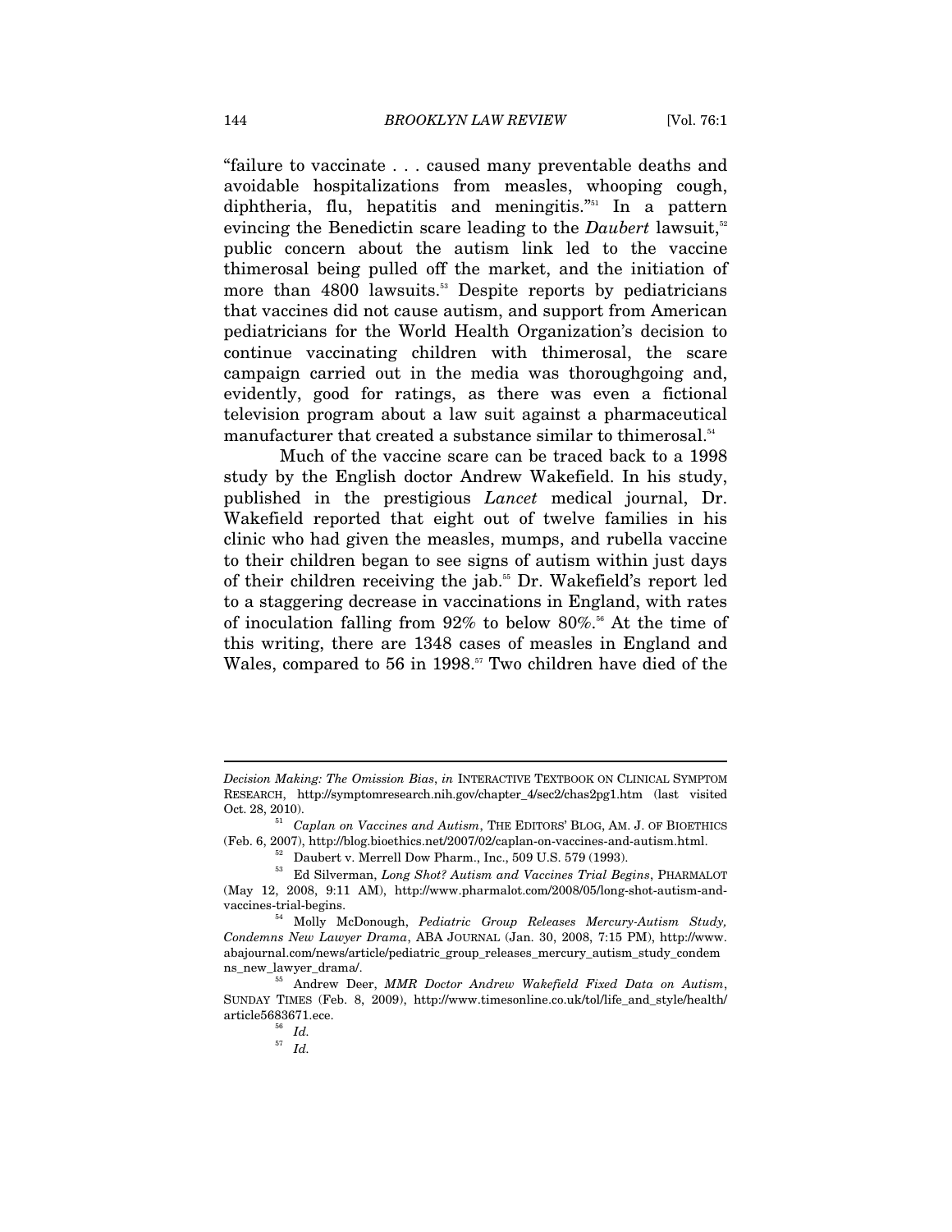"failure to vaccinate . . . caused many preventable deaths and avoidable hospitalizations from measles, whooping cough, diphtheria, flu, hepatitis and meningitis."[51] In a pattern evincing the Benedictin scare leading to the *Daubert* lawsuit,[52] public concern about the autism link led to the vaccine thimerosal being pulled off the market, and the initiation of more than 4800 lawsuits.[53] Despite reports by pediatricians that vaccines did not cause autism, and support from American pediatricians for the World Health Organization's decision to continue vaccinating children with thimerosal, the scare campaign carried out in the media was thoroughgoing and, evidently, good for ratings, as there was even a fictional television program about a law suit against a pharmaceutical manufacturer that created a substance similar to thimerosal.[54]

Much of the vaccine scare can be traced back to a 1998 study by the English doctor Andrew Wakefield. In his study, published in the prestigious *Lancet* medical journal, Dr. Wakefield reported that eight out of twelve families in his clinic who had given the measles, mumps, and rubella vaccine to their children began to see signs of autism within just days of their children receiving the jab.[55] Dr. Wakefield's report led to a staggering decrease in vaccinations in England, with rates of inoculation falling from 92% to below 80%.[56] At the time of this writing, there are 1348 cases of measles in England and Wales, compared to 56 in 1998.[57] Two children have died of the

---

*Decision Making: The Omission Bias*, *in* INTERACTIVE TEXTBOOK ON CLINICAL SYMPTOM RESEARCH, http://symptomresearch.nih.gov/chapter_4/sec2/chas2pg1.htm (last visited Oct. 28, 2010).

[51] *Caplan on Vaccines and Autism*, THE EDITORS' BLOG, AM. J. OF BIOETHICS (Feb. 6, 2007), http://blog.bioethics.net/2007/02/caplan-on-vaccines-and-autism.html.

[52] Daubert v. Merrell Dow Pharm., Inc., 509 U.S. 579 (1993).

[53] Ed Silverman, *Long Shot? Autism and Vaccines Trial Begins*, PHARMALOT (May 12, 2008, 9:11 AM), http://www.pharmalot.com/2008/05/long-shot-autism-and-vaccines-trial-begins.

[54] Molly McDonough, *Pediatric Group Releases Mercury-Autism Study, Condemns New Lawyer Drama*, ABA JOURNAL (Jan. 30, 2008, 7:15 PM), http://www.abajournal.com/news/article/pediatric_group_releases_mercury_autism_study_condemns_new_lawyer_drama/.

[55] Andrew Deer, *MMR Doctor Andrew Wakefield Fixed Data on Autism*, SUNDAY TIMES (Feb. 8, 2009), http://www.timesonline.co.uk/tol/life_and_style/health/article5683671.ece.

[56] *Id.*

[57] *Id.*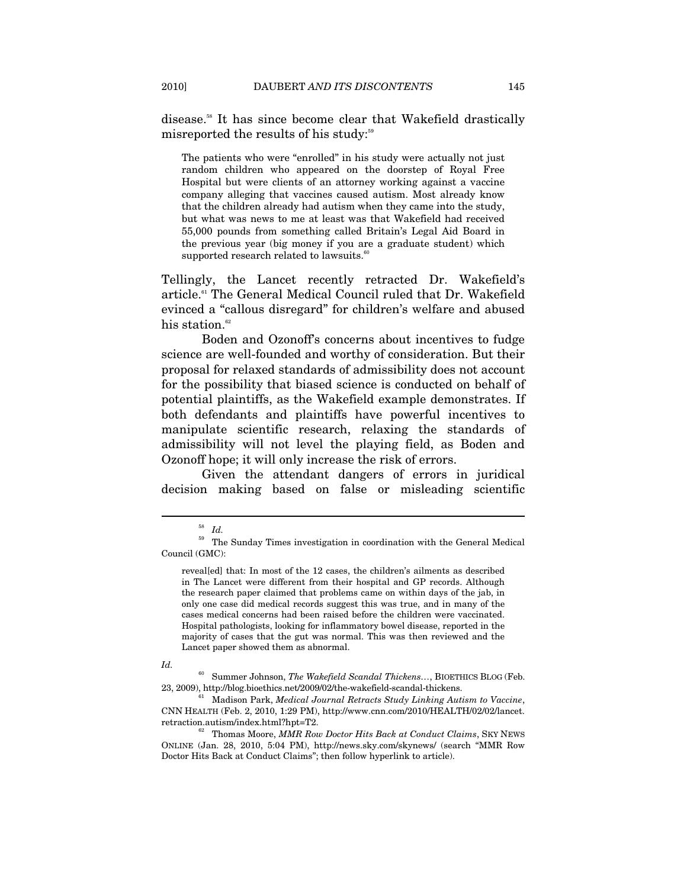disease.[58] It has since become clear that Wakefield drastically misreported the results of his study:[59]

> The patients who were "enrolled" in his study were actually not just random children who appeared on the doorstep of Royal Free Hospital but were clients of an attorney working against a vaccine company alleging that vaccines caused autism. Most already know that the children already had autism when they came into the study, but what was news to me at least was that Wakefield had received 55,000 pounds from something called Britain's Legal Aid Board in the previous year (big money if you are a graduate student) which supported research related to lawsuits.[60]

Tellingly, the Lancet recently retracted Dr. Wakefield's article.[61] The General Medical Council ruled that Dr. Wakefield evinced a "callous disregard" for children's welfare and abused his station.[62]

Boden and Ozonoff's concerns about incentives to fudge science are well-founded and worthy of consideration. But their proposal for relaxed standards of admissibility does not account for the possibility that biased science is conducted on behalf of potential plaintiffs, as the Wakefield example demonstrates. If both defendants and plaintiffs have powerful incentives to manipulate scientific research, relaxing the standards of admissibility will not level the playing field, as Boden and Ozonoff hope; it will only increase the risk of errors.

Given the attendant dangers of errors in juridical decision making based on false or misleading scientific

---

[58] *Id.*

[59] The Sunday Times investigation in coordination with the General Medical Council (GMC):

> reveal[ed] that: In most of the 12 cases, the children's ailments as described in The Lancet were different from their hospital and GP records. Although the research paper claimed that problems came on within days of the jab, in only one case did medical records suggest this was true, and in many of the cases medical concerns had been raised before the children were vaccinated. Hospital pathologists, looking for inflammatory bowel disease, reported in the majority of cases that the gut was normal. This was then reviewed and the Lancet paper showed them as abnormal.

*Id.*

[60] Summer Johnson, *The Wakefield Scandal Thickens…*, BIOETHICS BLOG (Feb. 23, 2009), http://blog.bioethics.net/2009/02/the-wakefield-scandal-thickens.

[61] Madison Park, *Medical Journal Retracts Study Linking Autism to Vaccine*, CNN HEALTH (Feb. 2, 2010, 1:29 PM), http://www.cnn.com/2010/HEALTH/02/02/lancet.retraction.autism/index.html?hpt=T2.

[62] Thomas Moore, *MMR Row Doctor Hits Back at Conduct Claims*, SKY NEWS ONLINE (Jan. 28, 2010, 5:04 PM), http://news.sky.com/skynews/ (search "MMR Row Doctor Hits Back at Conduct Claims"; then follow hyperlink to article).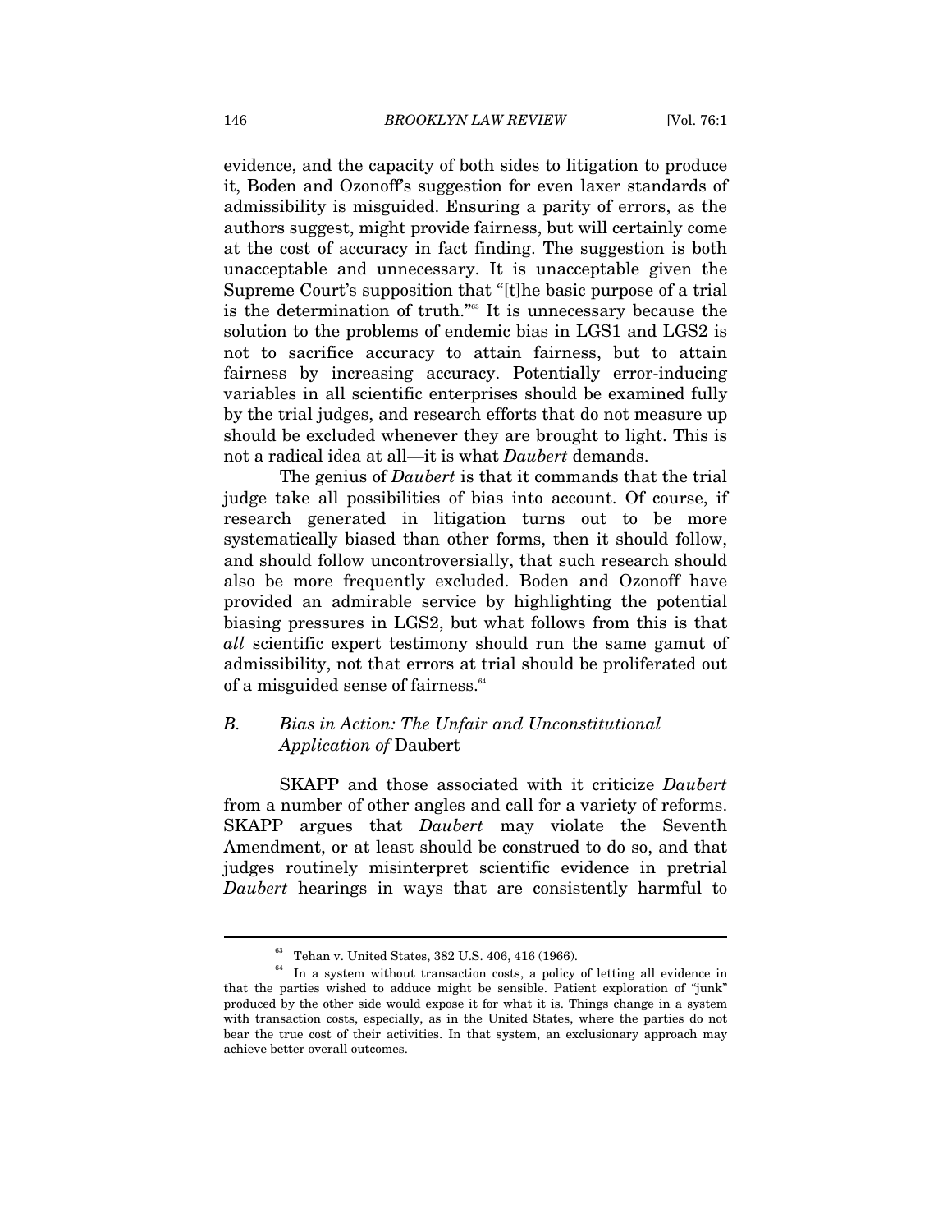evidence, and the capacity of both sides to litigation to produce it, Boden and Ozonoff's suggestion for even laxer standards of admissibility is misguided. Ensuring a parity of errors, as the authors suggest, might provide fairness, but will certainly come at the cost of accuracy in fact finding. The suggestion is both unacceptable and unnecessary. It is unacceptable given the Supreme Court's supposition that "[t]he basic purpose of a trial is the determination of truth."[63] It is unnecessary because the solution to the problems of endemic bias in LGS1 and LGS2 is not to sacrifice accuracy to attain fairness, but to attain fairness by increasing accuracy. Potentially error-inducing variables in all scientific enterprises should be examined fully by the trial judges, and research efforts that do not measure up should be excluded whenever they are brought to light. This is not a radical idea at all—it is what *Daubert* demands.

The genius of *Daubert* is that it commands that the trial judge take all possibilities of bias into account. Of course, if research generated in litigation turns out to be more systematically biased than other forms, then it should follow, and should follow uncontroversially, that such research should also be more frequently excluded. Boden and Ozonoff have provided an admirable service by highlighting the potential biasing pressures in LGS2, but what follows from this is that *all* scientific expert testimony should run the same gamut of admissibility, not that errors at trial should be proliferated out of a misguided sense of fairness.[64]

### B. Bias in Action: The Unfair and Unconstitutional Application of *Daubert*

SKAPP and those associated with it criticize *Daubert* from a number of other angles and call for a variety of reforms. SKAPP argues that *Daubert* may violate the Seventh Amendment, or at least should be construed to do so, and that judges routinely misinterpret scientific evidence in pretrial *Daubert* hearings in ways that are consistently harmful to

---

[63] Tehan v. United States, 382 U.S. 406, 416 (1966).

[64] In a system without transaction costs, a policy of letting all evidence in that the parties wished to adduce might be sensible. Patient exploration of "junk" produced by the other side would expose it for what it is. Things change in a system with transaction costs, especially, as in the United States, where the parties do not bear the true cost of their activities. In that system, an exclusionary approach may achieve better overall outcomes.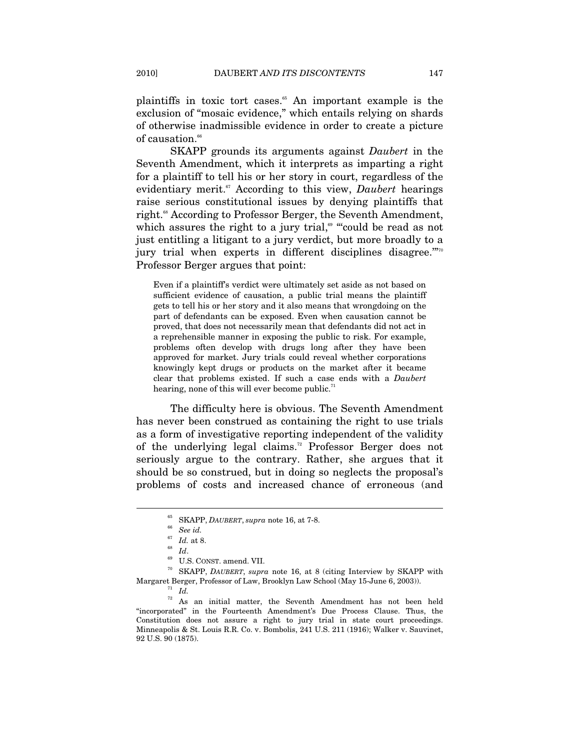plaintiffs in toxic tort cases.[65] An important example is the exclusion of "mosaic evidence," which entails relying on shards of otherwise inadmissible evidence in order to create a picture of causation.[66]

SKAPP grounds its arguments against *Daubert* in the Seventh Amendment, which it interprets as imparting a right for a plaintiff to tell his or her story in court, regardless of the evidentiary merit.[67] According to this view, *Daubert* hearings raise serious constitutional issues by denying plaintiffs that right.[68] According to Professor Berger, the Seventh Amendment, which assures the right to a jury trial,[69] "'could be read as not just entitling a litigant to a jury verdict, but more broadly to a jury trial when experts in different disciplines disagree.'"[70] Professor Berger argues that point:

> Even if a plaintiff's verdict were ultimately set aside as not based on sufficient evidence of causation, a public trial means the plaintiff gets to tell his or her story and it also means that wrongdoing on the part of defendants can be exposed. Even when causation cannot be proved, that does not necessarily mean that defendants did not act in a reprehensible manner in exposing the public to risk. For example, problems often develop with drugs long after they have been approved for market. Jury trials could reveal whether corporations knowingly kept drugs or products on the market after it became clear that problems existed. If such a case ends with a *Daubert* hearing, none of this will ever become public.[71]

The difficulty here is obvious. The Seventh Amendment has never been construed as containing the right to use trials as a form of investigative reporting independent of the validity of the underlying legal claims.[72] Professor Berger does not seriously argue to the contrary. Rather, she argues that it should be so construed, but in doing so neglects the proposal's problems of costs and increased chance of erroneous (and

---

[65] SKAPP, *DAUBERT*, *supra* note 16, at 7-8.

[66] *See id.*

[67] *Id.* at 8.

[68] *Id*.

[69] U.S. CONST. amend. VII.

[70] SKAPP, *DAUBERT*, *supra* note 16, at 8 (citing Interview by SKAPP with Margaret Berger, Professor of Law, Brooklyn Law School (May 15-June 6, 2003)).

[71] *Id.*

[72] As an initial matter, the Seventh Amendment has not been held "incorporated" in the Fourteenth Amendment's Due Process Clause. Thus, the Constitution does not assure a right to jury trial in state court proceedings. Minneapolis & St. Louis R.R. Co. v. Bombolis, 241 U.S. 211 (1916); Walker v. Sauvinet, 92 U.S. 90 (1875).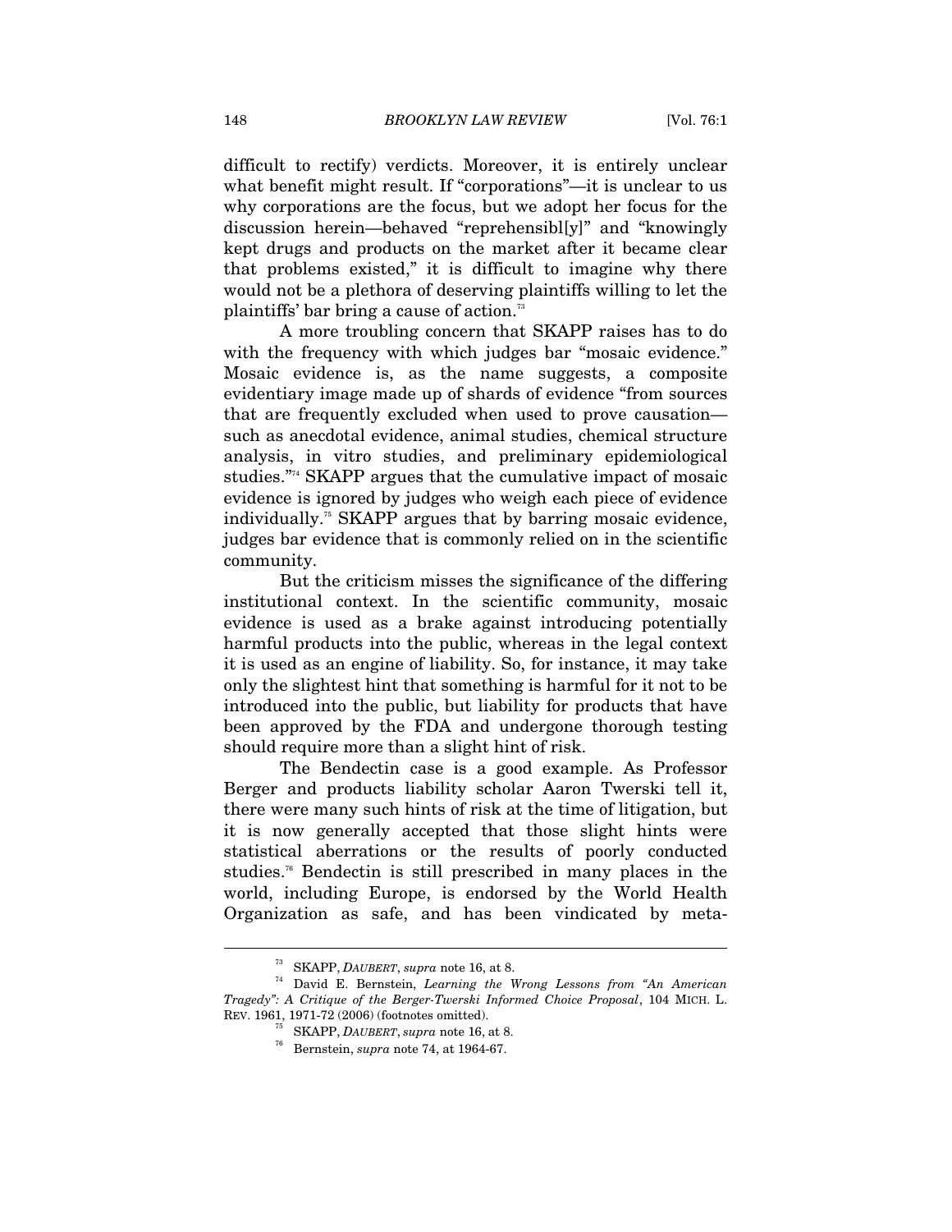difficult to rectify) verdicts. Moreover, it is entirely unclear what benefit might result. If "corporations"—it is unclear to us why corporations are the focus, but we adopt her focus for the discussion herein—behaved "reprehensibl[y]" and "knowingly kept drugs and products on the market after it became clear that problems existed," it is difficult to imagine why there would not be a plethora of deserving plaintiffs willing to let the plaintiffs' bar bring a cause of action.[73]

A more troubling concern that SKAPP raises has to do with the frequency with which judges bar "mosaic evidence." Mosaic evidence is, as the name suggests, a composite evidentiary image made up of shards of evidence "from sources that are frequently excluded when used to prove causation—such as anecdotal evidence, animal studies, chemical structure analysis, in vitro studies, and preliminary epidemiological studies."[74] SKAPP argues that the cumulative impact of mosaic evidence is ignored by judges who weigh each piece of evidence individually.[75] SKAPP argues that by barring mosaic evidence, judges bar evidence that is commonly relied on in the scientific community.

But the criticism misses the significance of the differing institutional context. In the scientific community, mosaic evidence is used as a brake against introducing potentially harmful products into the public, whereas in the legal context it is used as an engine of liability. So, for instance, it may take only the slightest hint that something is harmful for it not to be introduced into the public, but liability for products that have been approved by the FDA and undergone thorough testing should require more than a slight hint of risk.

The Bendectin case is a good example. As Professor Berger and products liability scholar Aaron Twerski tell it, there were many such hints of risk at the time of litigation, but it is now generally accepted that those slight hints were statistical aberrations or the results of poorly conducted studies.[76] Bendectin is still prescribed in many places in the world, including Europe, is endorsed by the World Health Organization as safe, and has been vindicated by meta-

---

[73] SKAPP, *DAUBERT*, *supra* note 16, at 8.

[74] David E. Bernstein, *Learning the Wrong Lessons from "An American Tragedy": A Critique of the Berger-Twerski Informed Choice Proposal*, 104 MICH. L. REV. 1961, 1971-72 (2006) (footnotes omitted).

[75] SKAPP, *DAUBERT*, *supra* note 16, at 8.

[76] Bernstein, *supra* note 74, at 1964-67.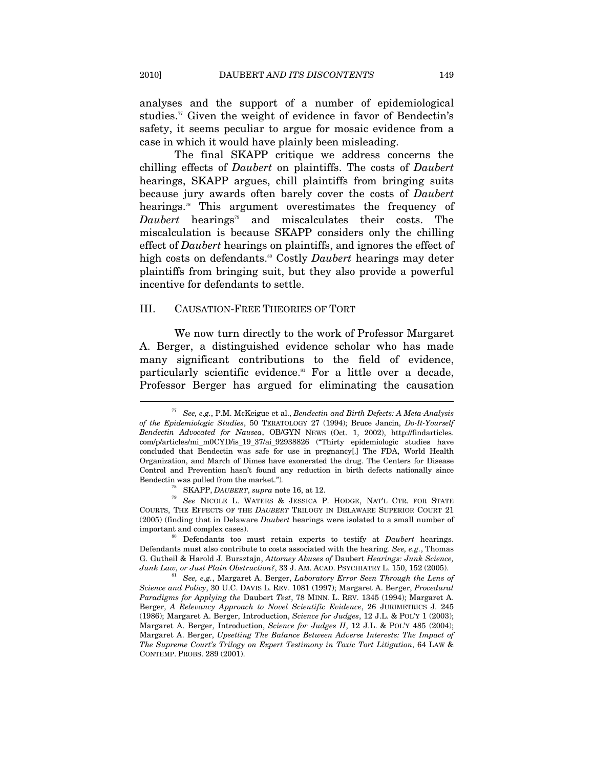analyses and the support of a number of epidemiological studies.[77] Given the weight of evidence in favor of Bendectin's safety, it seems peculiar to argue for mosaic evidence from a case in which it would have plainly been misleading.

The final SKAPP critique we address concerns the chilling effects of *Daubert* on plaintiffs. The costs of *Daubert* hearings, SKAPP argues, chill plaintiffs from bringing suits because jury awards often barely cover the costs of *Daubert* hearings.[78] This argument overestimates the frequency of *Daubert* hearings[79] and miscalculates their costs. The miscalculation is because SKAPP considers only the chilling effect of *Daubert* hearings on plaintiffs, and ignores the effect of high costs on defendants.[80] Costly *Daubert* hearings may deter plaintiffs from bringing suit, but they also provide a powerful incentive for defendants to settle.

## III. CAUSATION-FREE THEORIES OF TORT

We now turn directly to the work of Professor Margaret A. Berger, a distinguished evidence scholar who has made many significant contributions to the field of evidence, particularly scientific evidence.[81] For a little over a decade, Professor Berger has argued for eliminating the causation

---

[77] *See, e.g.*, P.M. McKeigue et al., *Bendectin and Birth Defects: A Meta-Analysis of the Epidemiologic Studies*, 50 TERATOLOGY 27 (1994); Bruce Jancin, *Do-It-Yourself Bendectin Advocated for Nausea*, OB/GYN NEWS (Oct. 1, 2002), http://findarticles.com/p/articles/mi_m0CYD/is_19_37/ai_92938826 ("Thirty epidemiologic studies have concluded that Bendectin was safe for use in pregnancy[.] The FDA, World Health Organization, and March of Dimes have exonerated the drug. The Centers for Disease Control and Prevention hasn't found any reduction in birth defects nationally since Bendectin was pulled from the market.").

[78] SKAPP, *DAUBERT*, *supra* note 16, at 12.

[79] *See* NICOLE L. WATERS & JESSICA P. HODGE, NAT'L CTR. FOR STATE COURTS, THE EFFECTS OF THE *DAUBERT* TRILOGY IN DELAWARE SUPERIOR COURT 21 (2005) (finding that in Delaware *Daubert* hearings were isolated to a small number of important and complex cases).

[80] Defendants too must retain experts to testify at *Daubert* hearings. Defendants must also contribute to costs associated with the hearing. *See, e.g.*, Thomas G. Gutheil & Harold J. Bursztajn, *Attorney Abuses of* Daubert *Hearings: Junk Science, Junk Law, or Just Plain Obstruction?*, 33 J. AM. ACAD. PSYCHIATRY L. 150, 152 (2005).

[81] *See, e.g.*, Margaret A. Berger, *Laboratory Error Seen Through the Lens of Science and Policy*, 30 U.C. DAVIS L. REV. 1081 (1997); Margaret A. Berger, *Procedural Paradigms for Applying the* Daubert *Test*, 78 MINN. L. REV. 1345 (1994); Margaret A. Berger, *A Relevancy Approach to Novel Scientific Evidence*, 26 JURIMETRICS J. 245 (1986); Margaret A. Berger, Introduction, *Science for Judges*, 12 J.L. & POL'Y 1 (2003); Margaret A. Berger, Introduction, *Science for Judges II*, 12 J.L. & POL'Y 485 (2004); Margaret A. Berger, *Upsetting The Balance Between Adverse Interests: The Impact of The Supreme Court's Trilogy on Expert Testimony in Toxic Tort Litigation*, 64 LAW & CONTEMP. PROBS. 289 (2001).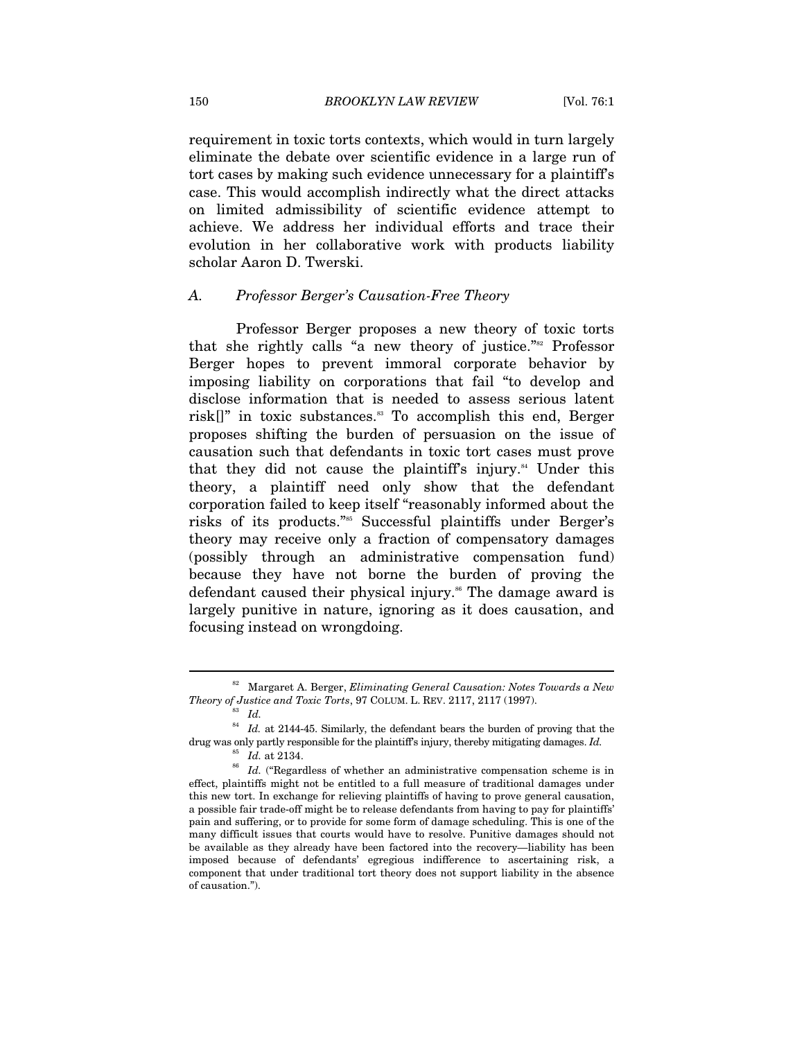requirement in toxic torts contexts, which would in turn largely eliminate the debate over scientific evidence in a large run of tort cases by making such evidence unnecessary for a plaintiff's case. This would accomplish indirectly what the direct attacks on limited admissibility of scientific evidence attempt to achieve. We address her individual efforts and trace their evolution in her collaborative work with products liability scholar Aaron D. Twerski.

### *A. Professor Berger's Causation-Free Theory*

Professor Berger proposes a new theory of toxic torts that she rightly calls "a new theory of justice."[82] Professor Berger hopes to prevent immoral corporate behavior by imposing liability on corporations that fail "to develop and disclose information that is needed to assess serious latent risk[]" in toxic substances.[83] To accomplish this end, Berger proposes shifting the burden of persuasion on the issue of causation such that defendants in toxic tort cases must prove that they did not cause the plaintiff's injury.[84] Under this theory, a plaintiff need only show that the defendant corporation failed to keep itself "reasonably informed about the risks of its products."[85] Successful plaintiffs under Berger's theory may receive only a fraction of compensatory damages (possibly through an administrative compensation fund) because they have not borne the burden of proving the defendant caused their physical injury.[86] The damage award is largely punitive in nature, ignoring as it does causation, and focusing instead on wrongdoing.

---

[82] Margaret A. Berger, *Eliminating General Causation: Notes Towards a New Theory of Justice and Toxic Torts*, 97 COLUM. L. REV. 2117, 2117 (1997).

[83] *Id.*

[84] *Id.* at 2144-45. Similarly, the defendant bears the burden of proving that the drug was only partly responsible for the plaintiff's injury, thereby mitigating damages. *Id.*

[85] *Id.* at 2134.

[86] *Id.* ("Regardless of whether an administrative compensation scheme is in effect, plaintiffs might not be entitled to a full measure of traditional damages under this new tort. In exchange for relieving plaintiffs of having to prove general causation, a possible fair trade-off might be to release defendants from having to pay for plaintiffs' pain and suffering, or to provide for some form of damage scheduling. This is one of the many difficult issues that courts would have to resolve. Punitive damages should not be available as they already have been factored into the recovery—liability has been imposed because of defendants' egregious indifference to ascertaining risk, a component that under traditional tort theory does not support liability in the absence of causation.").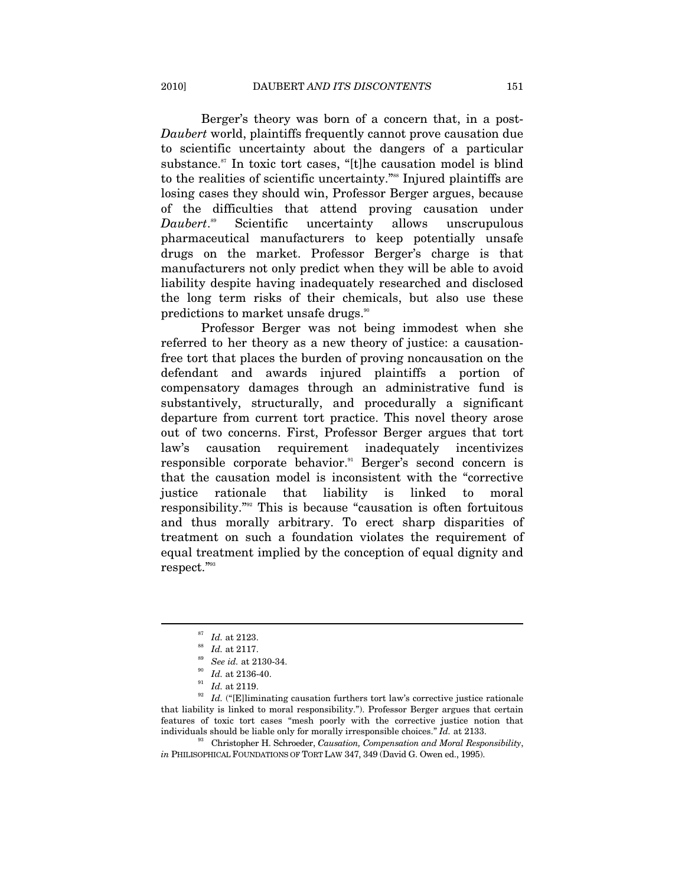Berger's theory was born of a concern that, in a post-*Daubert* world, plaintiffs frequently cannot prove causation due to scientific uncertainty about the dangers of a particular substance.[87] In toxic tort cases, "[t]he causation model is blind to the realities of scientific uncertainty."[88] Injured plaintiffs are losing cases they should win, Professor Berger argues, because of the difficulties that attend proving causation under *Daubert*.[89] Scientific uncertainty allows unscrupulous pharmaceutical manufacturers to keep potentially unsafe drugs on the market. Professor Berger's charge is that manufacturers not only predict when they will be able to avoid liability despite having inadequately researched and disclosed the long term risks of their chemicals, but also use these predictions to market unsafe drugs.[90]

Professor Berger was not being immodest when she referred to her theory as a new theory of justice: a causation-free tort that places the burden of proving noncausation on the defendant and awards injured plaintiffs a portion of compensatory damages through an administrative fund is substantively, structurally, and procedurally a significant departure from current tort practice. This novel theory arose out of two concerns. First, Professor Berger argues that tort law's causation requirement inadequately incentivizes responsible corporate behavior.[91] Berger's second concern is that the causation model is inconsistent with the "corrective justice rationale that liability is linked to moral responsibility."[92] This is because "causation is often fortuitous and thus morally arbitrary. To erect sharp disparities of treatment on such a foundation violates the requirement of equal treatment implied by the conception of equal dignity and respect."[93]

---

[87] *Id.* at 2123.

[88] *Id.* at 2117.

[89] *See id.* at 2130-34.

[90] *Id.* at 2136-40.

[91] *Id.* at 2119.

[92] *Id.* ("[E]liminating causation furthers tort law's corrective justice rationale that liability is linked to moral responsibility."). Professor Berger argues that certain features of toxic tort cases "mesh poorly with the corrective justice notion that individuals should be liable only for morally irresponsible choices." *Id.* at 2133.

[93] Christopher H. Schroeder, *Causation, Compensation and Moral Responsibility*, *in* PHILISOPHICAL FOUNDATIONS OF TORT LAW 347, 349 (David G. Owen ed., 1995).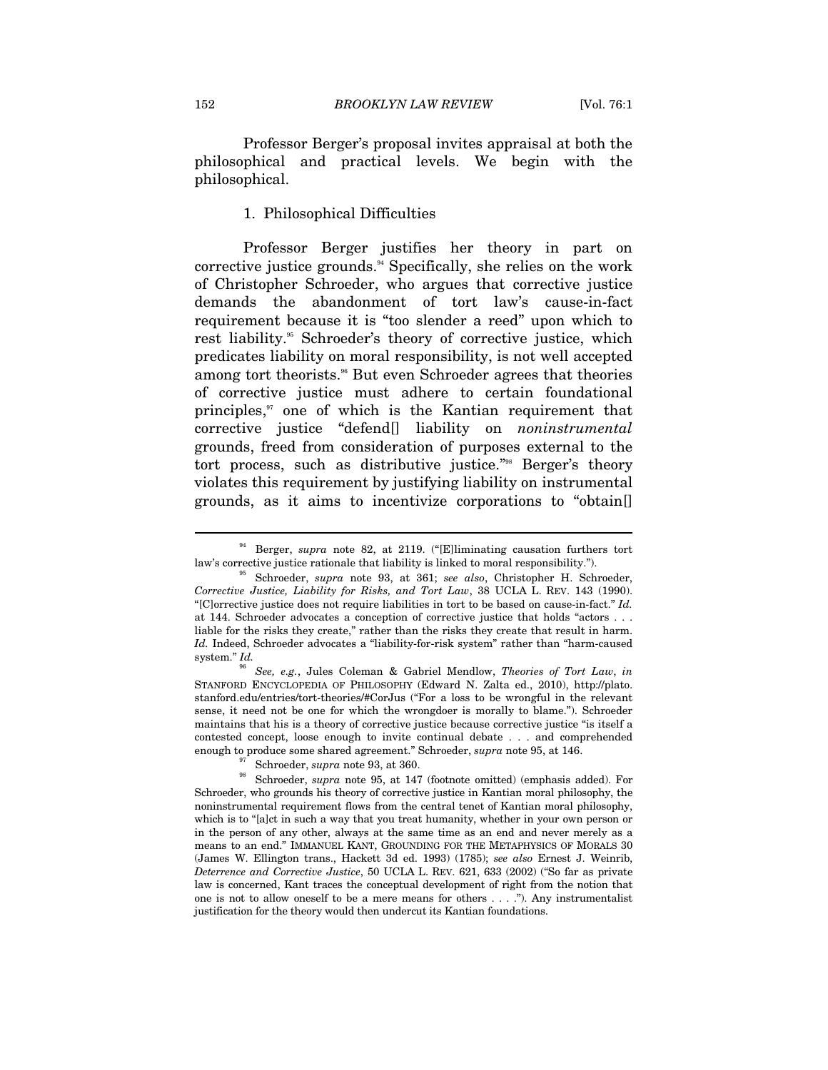Professor Berger's proposal invites appraisal at both the philosophical and practical levels. We begin with the philosophical.

### 1. Philosophical Difficulties

Professor Berger justifies her theory in part on corrective justice grounds.[94] Specifically, she relies on the work of Christopher Schroeder, who argues that corrective justice demands the abandonment of tort law's cause-in-fact requirement because it is "too slender a reed" upon which to rest liability.[95] Schroeder's theory of corrective justice, which predicates liability on moral responsibility, is not well accepted among tort theorists.[96] But even Schroeder agrees that theories of corrective justice must adhere to certain foundational principles,[97] one of which is the Kantian requirement that corrective justice "defend[] liability on *noninstrumental* grounds, freed from consideration of purposes external to the tort process, such as distributive justice."[98] Berger's theory violates this requirement by justifying liability on instrumental grounds, as it aims to incentivize corporations to "obtain[]

---

[94] Berger, *supra* note 82, at 2119. ("[E]liminating causation furthers tort law's corrective justice rationale that liability is linked to moral responsibility.").

[95] Schroeder, *supra* note 93, at 361; *see also*, Christopher H. Schroeder, *Corrective Justice, Liability for Risks, and Tort Law*, 38 UCLA L. REV. 143 (1990). "[C]orrective justice does not require liabilities in tort to be based on cause-in-fact." *Id.* at 144. Schroeder advocates a conception of corrective justice that holds "actors . . . liable for the risks they create," rather than the risks they create that result in harm. *Id.* Indeed, Schroeder advocates a "liability-for-risk system" rather than "harm-caused system." *Id.*

[96] *See, e.g.*, Jules Coleman & Gabriel Mendlow, *Theories of Tort Law*, *in* STANFORD ENCYCLOPEDIA OF PHILOSOPHY (Edward N. Zalta ed., 2010), http://plato.stanford.edu/entries/tort-theories/#CorJus ("For a loss to be wrongful in the relevant sense, it need not be one for which the wrongdoer is morally to blame."). Schroeder maintains that his is a theory of corrective justice because corrective justice "is itself a contested concept, loose enough to invite continual debate . . . and comprehended enough to produce some shared agreement." Schroeder, *supra* note 95, at 146.

[97] Schroeder, *supra* note 93, at 360.

[98] Schroeder, *supra* note 95, at 147 (footnote omitted) (emphasis added). For Schroeder, who grounds his theory of corrective justice in Kantian moral philosophy, the noninstrumental requirement flows from the central tenet of Kantian moral philosophy, which is to "[a]ct in such a way that you treat humanity, whether in your own person or in the person of any other, always at the same time as an end and never merely as a means to an end." IMMANUEL KANT, GROUNDING FOR THE METAPHYSICS OF MORALS 30 (James W. Ellington trans., Hackett 3d ed. 1993) (1785); *see also* Ernest J. Weinrib, *Deterrence and Corrective Justice*, 50 UCLA L. REV. 621, 633 (2002) ("So far as private law is concerned, Kant traces the conceptual development of right from the notion that one is not to allow oneself to be a mere means for others . . . ."). Any instrumentalist justification for the theory would then undercut its Kantian foundations.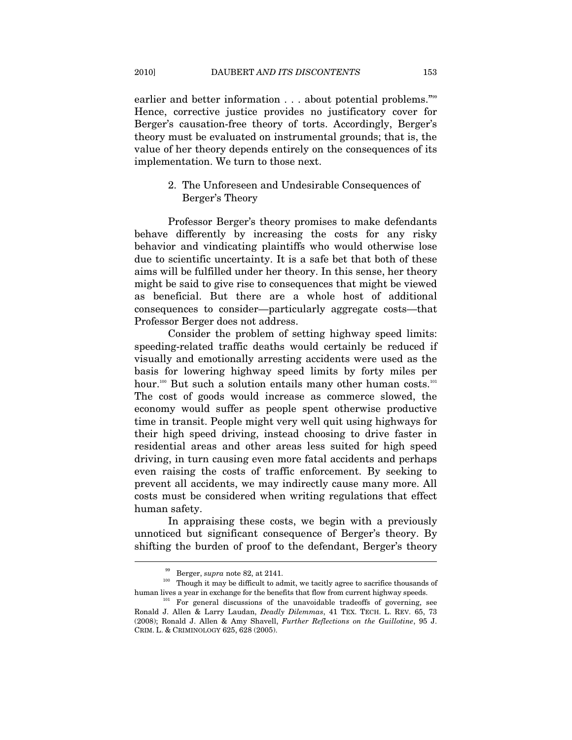earlier and better information . . . about potential problems."[99] Hence, corrective justice provides no justificatory cover for Berger's causation-free theory of torts. Accordingly, Berger's theory must be evaluated on instrumental grounds; that is, the value of her theory depends entirely on the consequences of its implementation. We turn to those next.

### 2. The Unforeseen and Undesirable Consequences of Berger's Theory

Professor Berger's theory promises to make defendants behave differently by increasing the costs for any risky behavior and vindicating plaintiffs who would otherwise lose due to scientific uncertainty. It is a safe bet that both of these aims will be fulfilled under her theory. In this sense, her theory might be said to give rise to consequences that might be viewed as beneficial. But there are a whole host of additional consequences to consider—particularly aggregate costs—that Professor Berger does not address.

Consider the problem of setting highway speed limits: speeding-related traffic deaths would certainly be reduced if visually and emotionally arresting accidents were used as the basis for lowering highway speed limits by forty miles per hour.[100] But such a solution entails many other human costs.[101] The cost of goods would increase as commerce slowed, the economy would suffer as people spent otherwise productive time in transit. People might very well quit using highways for their high speed driving, instead choosing to drive faster in residential areas and other areas less suited for high speed driving, in turn causing even more fatal accidents and perhaps even raising the costs of traffic enforcement. By seeking to prevent all accidents, we may indirectly cause many more. All costs must be considered when writing regulations that effect human safety.

In appraising these costs, we begin with a previously unnoticed but significant consequence of Berger's theory. By shifting the burden of proof to the defendant, Berger's theory

---

[99] Berger, *supra* note 82, at 2141.

[100] Though it may be difficult to admit, we tacitly agree to sacrifice thousands of human lives a year in exchange for the benefits that flow from current highway speeds.

[101] For general discussions of the unavoidable tradeoffs of governing, see Ronald J. Allen & Larry Laudan, *Deadly Dilemmas*, 41 TEX. TECH. L. REV. 65, 73 (2008); Ronald J. Allen & Amy Shavell, *Further Reflections on the Guillotine*, 95 J. CRIM. L. & CRIMINOLOGY 625, 628 (2005).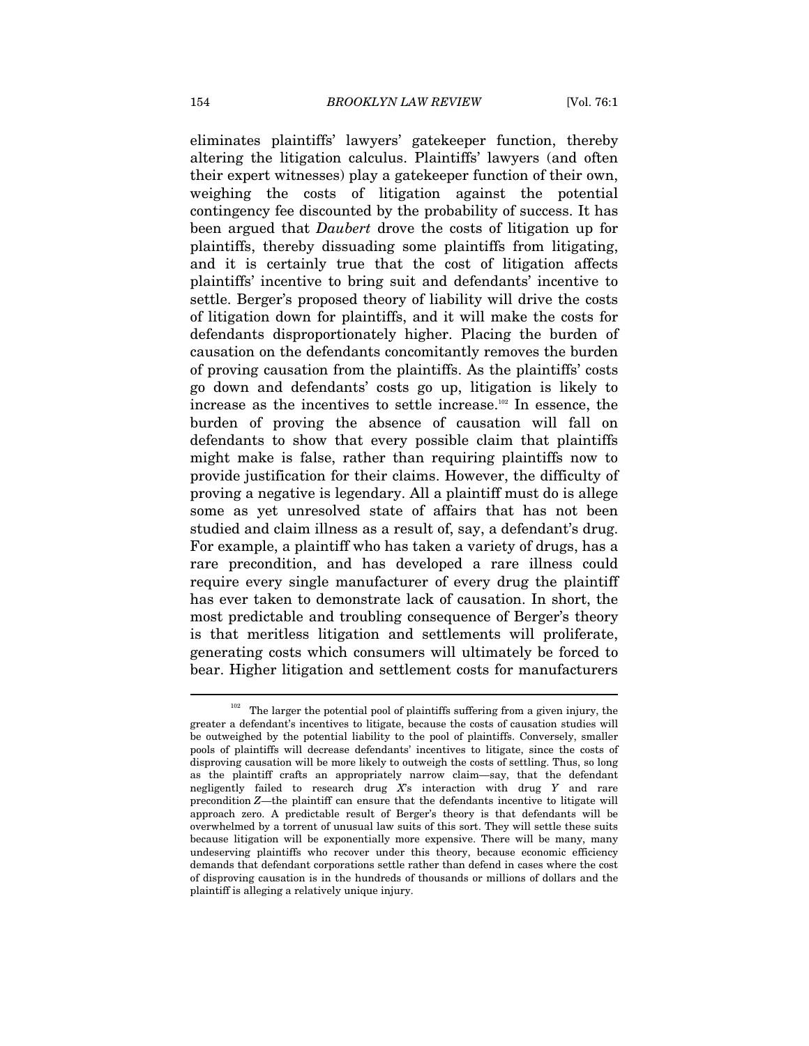eliminates plaintiffs' lawyers' gatekeeper function, thereby altering the litigation calculus. Plaintiffs' lawyers (and often their expert witnesses) play a gatekeeper function of their own, weighing the costs of litigation against the potential contingency fee discounted by the probability of success. It has been argued that *Daubert* drove the costs of litigation up for plaintiffs, thereby dissuading some plaintiffs from litigating, and it is certainly true that the cost of litigation affects plaintiffs' incentive to bring suit and defendants' incentive to settle. Berger's proposed theory of liability will drive the costs of litigation down for plaintiffs, and it will make the costs for defendants disproportionately higher. Placing the burden of causation on the defendants concomitantly removes the burden of proving causation from the plaintiffs. As the plaintiffs' costs go down and defendants' costs go up, litigation is likely to increase as the incentives to settle increase.[102] In essence, the burden of proving the absence of causation will fall on defendants to show that every possible claim that plaintiffs might make is false, rather than requiring plaintiffs now to provide justification for their claims. However, the difficulty of proving a negative is legendary. All a plaintiff must do is allege some as yet unresolved state of affairs that has not been studied and claim illness as a result of, say, a defendant's drug. For example, a plaintiff who has taken a variety of drugs, has a rare precondition, and has developed a rare illness could require every single manufacturer of every drug the plaintiff has ever taken to demonstrate lack of causation. In short, the most predictable and troubling consequence of Berger's theory is that meritless litigation and settlements will proliferate, generating costs which consumers will ultimately be forced to bear. Higher litigation and settlement costs for manufacturers

---

[102] The larger the potential pool of plaintiffs suffering from a given injury, the greater a defendant's incentives to litigate, because the costs of causation studies will be outweighed by the potential liability to the pool of plaintiffs. Conversely, smaller pools of plaintiffs will decrease defendants' incentives to litigate, since the costs of disproving causation will be more likely to outweigh the costs of settling. Thus, so long as the plaintiff crafts an appropriately narrow claim—say, that the defendant negligently failed to research drug *X*'s interaction with drug *Y* and rare precondition *Z*—the plaintiff can ensure that the defendants incentive to litigate will approach zero. A predictable result of Berger's theory is that defendants will be overwhelmed by a torrent of unusual law suits of this sort. They will settle these suits because litigation will be exponentially more expensive. There will be many, many undeserving plaintiffs who recover under this theory, because economic efficiency demands that defendant corporations settle rather than defend in cases where the cost of disproving causation is in the hundreds of thousands or millions of dollars and the plaintiff is alleging a relatively unique injury.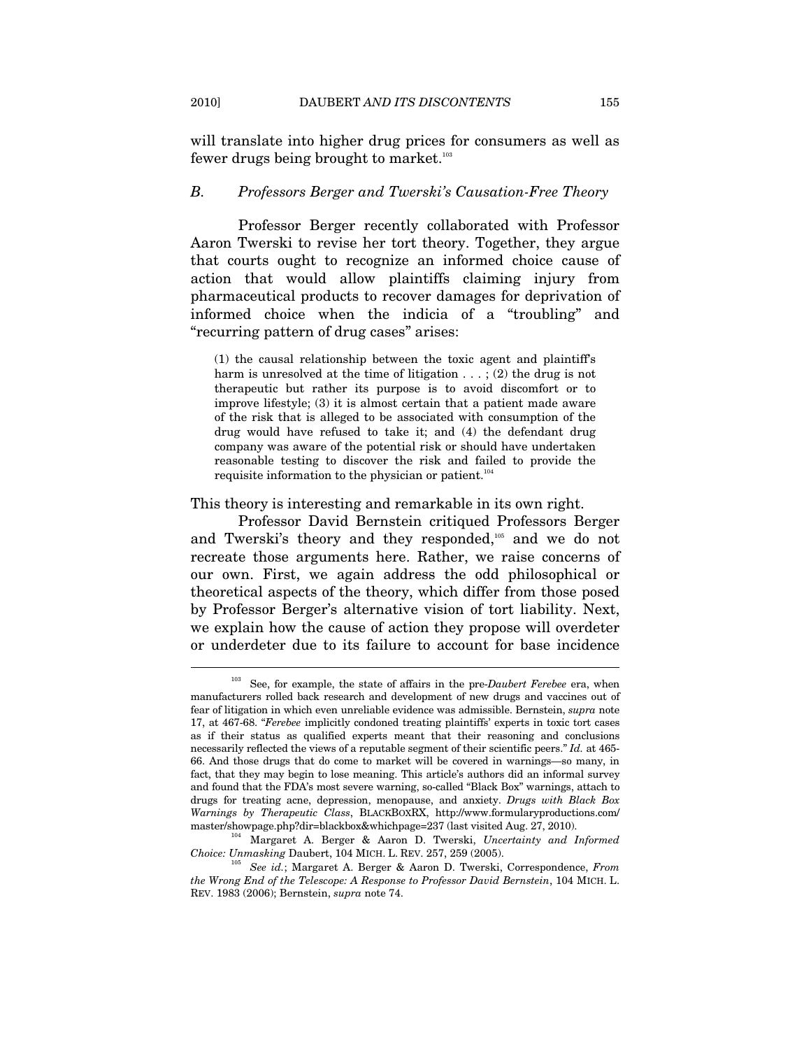will translate into higher drug prices for consumers as well as fewer drugs being brought to market.[103]

### *B. Professors Berger and Twerski's Causation-Free Theory*

Professor Berger recently collaborated with Professor Aaron Twerski to revise her tort theory. Together, they argue that courts ought to recognize an informed choice cause of action that would allow plaintiffs claiming injury from pharmaceutical products to recover damages for deprivation of informed choice when the indicia of a "troubling" and "recurring pattern of drug cases" arises:

> (1) the causal relationship between the toxic agent and plaintiff's harm is unresolved at the time of litigation . . . ; (2) the drug is not therapeutic but rather its purpose is to avoid discomfort or to improve lifestyle; (3) it is almost certain that a patient made aware of the risk that is alleged to be associated with consumption of the drug would have refused to take it; and (4) the defendant drug company was aware of the potential risk or should have undertaken reasonable testing to discover the risk and failed to provide the requisite information to the physician or patient.[104]

This theory is interesting and remarkable in its own right.

Professor David Bernstein critiqued Professors Berger and Twerski's theory and they responded,[105] and we do not recreate those arguments here. Rather, we raise concerns of our own. First, we again address the odd philosophical or theoretical aspects of the theory, which differ from those posed by Professor Berger's alternative vision of tort liability. Next, we explain how the cause of action they propose will overdeter or underdeter due to its failure to account for base incidence

---

[103] See, for example, the state of affairs in the pre-*Daubert Ferebee* era, when manufacturers rolled back research and development of new drugs and vaccines out of fear of litigation in which even unreliable evidence was admissible. Bernstein, *supra* note 17, at 467-68. "*Ferebee* implicitly condoned treating plaintiffs' experts in toxic tort cases as if their status as qualified experts meant that their reasoning and conclusions necessarily reflected the views of a reputable segment of their scientific peers." *Id.* at 465-66. And those drugs that do come to market will be covered in warnings—so many, in fact, that they may begin to lose meaning. This article's authors did an informal survey and found that the FDA's most severe warning, so-called "Black Box" warnings, attach to drugs for treating acne, depression, menopause, and anxiety. *Drugs with Black Box Warnings by Therapeutic Class*, BLACKBOXRX, http://www.formularyproductions.com/master/showpage.php?dir=blackbox&whichpage=237 (last visited Aug. 27, 2010).

[104] Margaret A. Berger & Aaron D. Twerski, *Uncertainty and Informed Choice: Unmasking* Daubert, 104 MICH. L. REV. 257, 259 (2005).

[105] *See id.*; Margaret A. Berger & Aaron D. Twerski, Correspondence, *From the Wrong End of the Telescope: A Response to Professor David Bernstein*, 104 MICH. L. REV. 1983 (2006); Bernstein, *supra* note 74.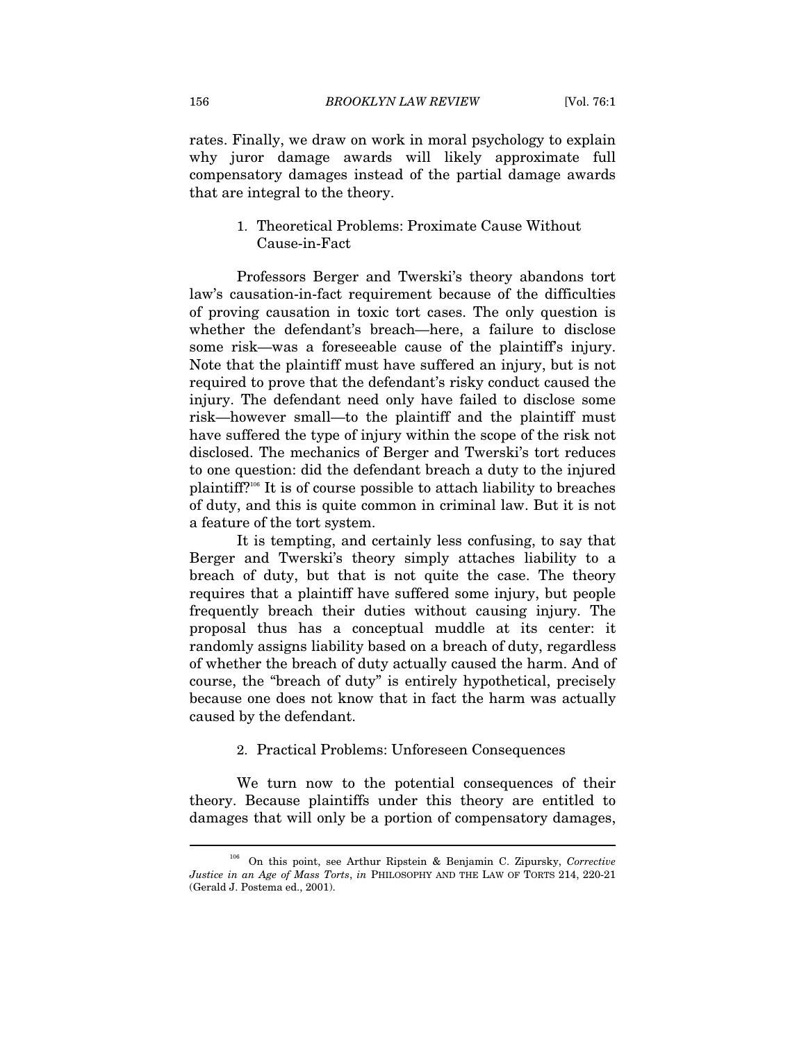rates. Finally, we draw on work in moral psychology to explain why juror damage awards will likely approximate full compensatory damages instead of the partial damage awards that are integral to the theory.

### 1. Theoretical Problems: Proximate Cause Without Cause-in-Fact

Professors Berger and Twerski's theory abandons tort law's causation-in-fact requirement because of the difficulties of proving causation in toxic tort cases. The only question is whether the defendant's breach—here, a failure to disclose some risk—was a foreseeable cause of the plaintiff's injury. Note that the plaintiff must have suffered an injury, but is not required to prove that the defendant's risky conduct caused the injury. The defendant need only have failed to disclose some risk—however small—to the plaintiff and the plaintiff must have suffered the type of injury within the scope of the risk not disclosed. The mechanics of Berger and Twerski's tort reduces to one question: did the defendant breach a duty to the injured plaintiff?[106] It is of course possible to attach liability to breaches of duty, and this is quite common in criminal law. But it is not a feature of the tort system.

It is tempting, and certainly less confusing, to say that Berger and Twerski's theory simply attaches liability to a breach of duty, but that is not quite the case. The theory requires that a plaintiff have suffered some injury, but people frequently breach their duties without causing injury. The proposal thus has a conceptual muddle at its center: it randomly assigns liability based on a breach of duty, regardless of whether the breach of duty actually caused the harm. And of course, the "breach of duty" is entirely hypothetical, precisely because one does not know that in fact the harm was actually caused by the defendant.

### 2. Practical Problems: Unforeseen Consequences

We turn now to the potential consequences of their theory. Because plaintiffs under this theory are entitled to damages that will only be a portion of compensatory damages,

---

[106] On this point, see Arthur Ripstein & Benjamin C. Zipursky, *Corrective Justice in an Age of Mass Torts*, *in* PHILOSOPHY AND THE LAW OF TORTS 214, 220-21 (Gerald J. Postema ed., 2001).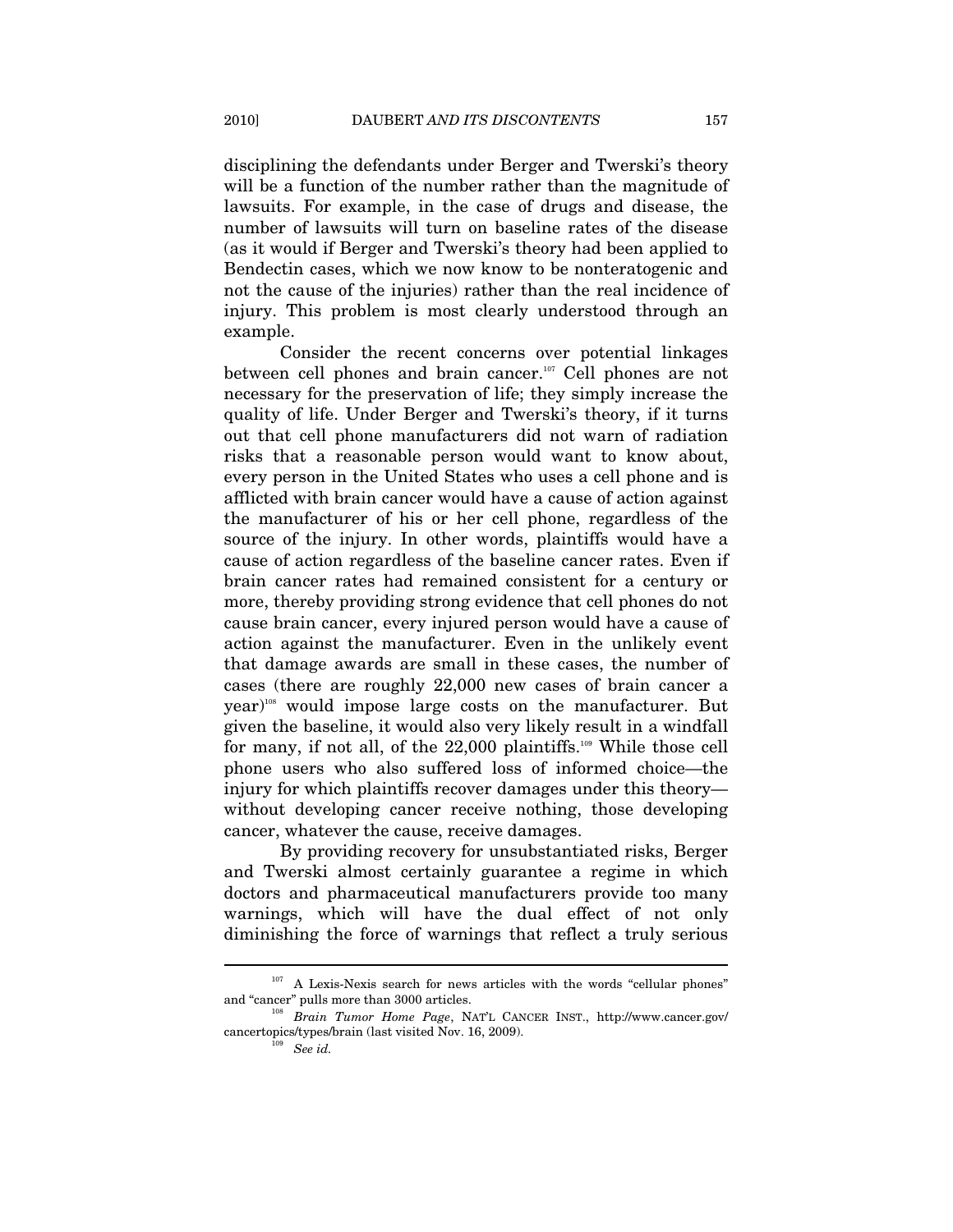disciplining the defendants under Berger and Twerski's theory will be a function of the number rather than the magnitude of lawsuits. For example, in the case of drugs and disease, the number of lawsuits will turn on baseline rates of the disease (as it would if Berger and Twerski's theory had been applied to Bendectin cases, which we now know to be nonteratogenic and not the cause of the injuries) rather than the real incidence of injury. This problem is most clearly understood through an example.

Consider the recent concerns over potential linkages between cell phones and brain cancer.[107] Cell phones are not necessary for the preservation of life; they simply increase the quality of life. Under Berger and Twerski's theory, if it turns out that cell phone manufacturers did not warn of radiation risks that a reasonable person would want to know about, every person in the United States who uses a cell phone and is afflicted with brain cancer would have a cause of action against the manufacturer of his or her cell phone, regardless of the source of the injury. In other words, plaintiffs would have a cause of action regardless of the baseline cancer rates. Even if brain cancer rates had remained consistent for a century or more, thereby providing strong evidence that cell phones do not cause brain cancer, every injured person would have a cause of action against the manufacturer. Even in the unlikely event that damage awards are small in these cases, the number of cases (there are roughly 22,000 new cases of brain cancer a year)[108] would impose large costs on the manufacturer. But given the baseline, it would also very likely result in a windfall for many, if not all, of the 22,000 plaintiffs.[109] While those cell phone users who also suffered loss of informed choice—the injury for which plaintiffs recover damages under this theory—without developing cancer receive nothing, those developing cancer, whatever the cause, receive damages.

By providing recovery for unsubstantiated risks, Berger and Twerski almost certainly guarantee a regime in which doctors and pharmaceutical manufacturers provide too many warnings, which will have the dual effect of not only diminishing the force of warnings that reflect a truly serious

---

[107] A Lexis-Nexis search for news articles with the words "cellular phones" and "cancer" pulls more than 3000 articles.

[108] *Brain Tumor Home Page*, NAT'L CANCER INST., http://www.cancer.gov/cancertopics/types/brain (last visited Nov. 16, 2009).

[109] *See id.*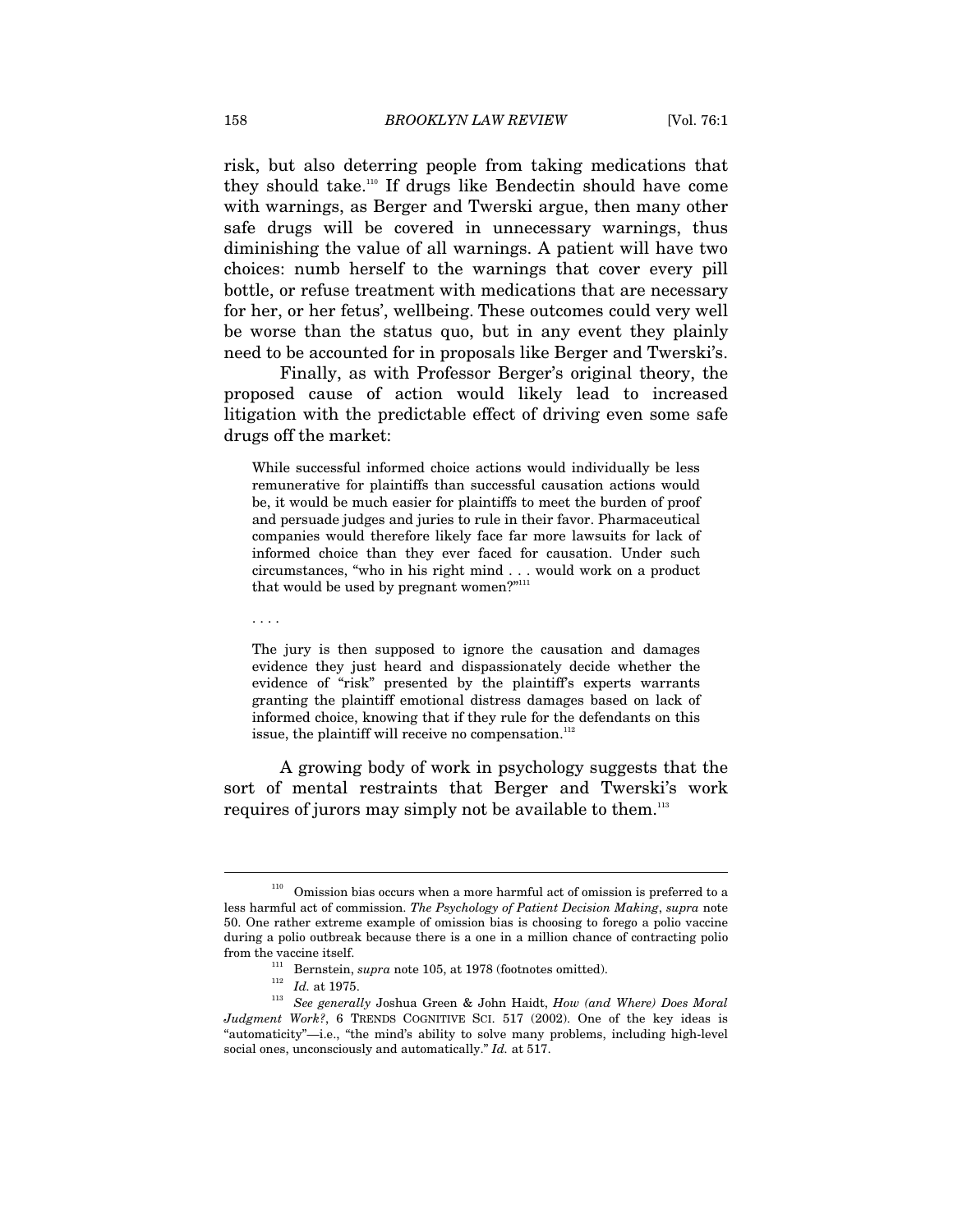risk, but also deterring people from taking medications that they should take.[110] If drugs like Bendectin should have come with warnings, as Berger and Twerski argue, then many other safe drugs will be covered in unnecessary warnings, thus diminishing the value of all warnings. A patient will have two choices: numb herself to the warnings that cover every pill bottle, or refuse treatment with medications that are necessary for her, or her fetus', wellbeing. These outcomes could very well be worse than the status quo, but in any event they plainly need to be accounted for in proposals like Berger and Twerski's.

Finally, as with Professor Berger's original theory, the proposed cause of action would likely lead to increased litigation with the predictable effect of driving even some safe drugs off the market:

> While successful informed choice actions would individually be less remunerative for plaintiffs than successful causation actions would be, it would be much easier for plaintiffs to meet the burden of proof and persuade judges and juries to rule in their favor. Pharmaceutical companies would therefore likely face far more lawsuits for lack of informed choice than they ever faced for causation. Under such circumstances, "who in his right mind . . . would work on a product that would be used by pregnant women?"[111]
>
> . . . .
>
> The jury is then supposed to ignore the causation and damages evidence they just heard and dispassionately decide whether the evidence of "risk" presented by the plaintiff's experts warrants granting the plaintiff emotional distress damages based on lack of informed choice, knowing that if they rule for the defendants on this issue, the plaintiff will receive no compensation.[112]

A growing body of work in psychology suggests that the sort of mental restraints that Berger and Twerski's work requires of jurors may simply not be available to them.[113]

---

[110] Omission bias occurs when a more harmful act of omission is preferred to a less harmful act of commission. *The Psychology of Patient Decision Making*, *supra* note 50. One rather extreme example of omission bias is choosing to forego a polio vaccine during a polio outbreak because there is a one in a million chance of contracting polio from the vaccine itself.

[111] Bernstein, *supra* note 105, at 1978 (footnotes omitted).

[112] *Id.* at 1975.

[113] *See generally* Joshua Green & John Haidt, *How (and Where) Does Moral Judgment Work?*, 6 TRENDS COGNITIVE SCI. 517 (2002). One of the key ideas is "automaticity"—i.e., "the mind's ability to solve many problems, including high-level social ones, unconsciously and automatically." *Id.* at 517.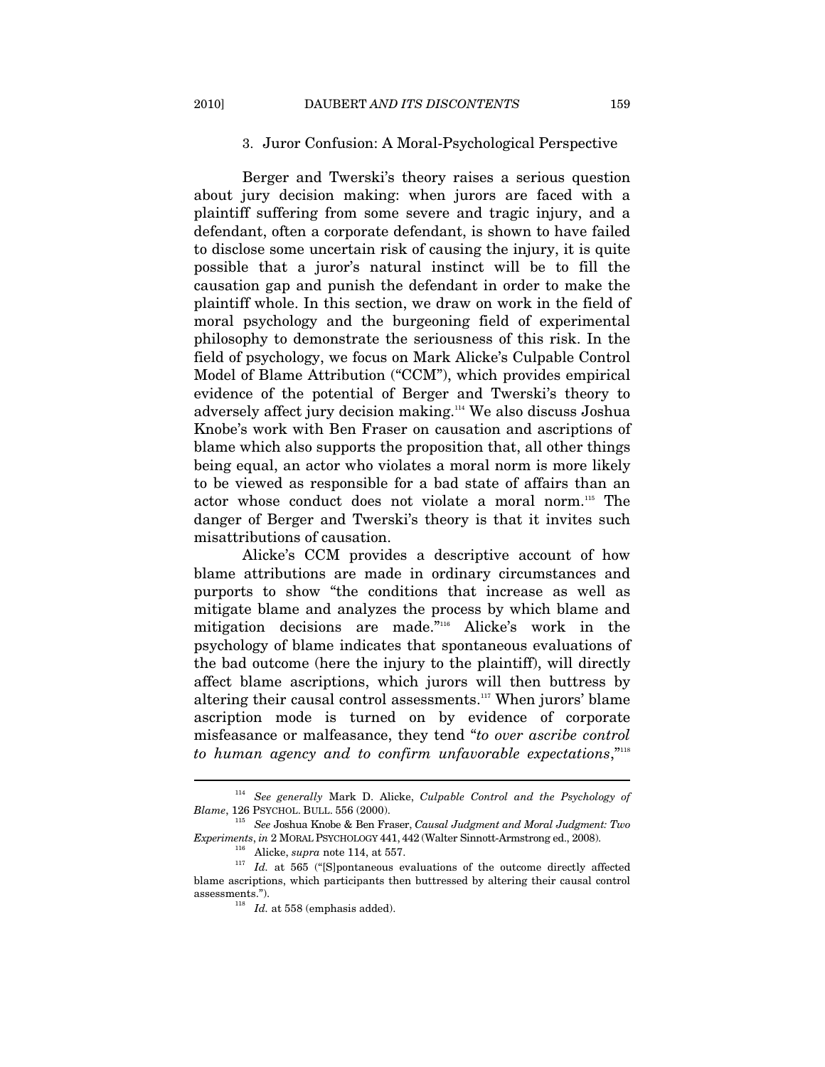### 3. Juror Confusion: A Moral-Psychological Perspective

Berger and Twerski's theory raises a serious question about jury decision making: when jurors are faced with a plaintiff suffering from some severe and tragic injury, and a defendant, often a corporate defendant, is shown to have failed to disclose some uncertain risk of causing the injury, it is quite possible that a juror's natural instinct will be to fill the causation gap and punish the defendant in order to make the plaintiff whole. In this section, we draw on work in the field of moral psychology and the burgeoning field of experimental philosophy to demonstrate the seriousness of this risk. In the field of psychology, we focus on Mark Alicke's Culpable Control Model of Blame Attribution ("CCM"), which provides empirical evidence of the potential of Berger and Twerski's theory to adversely affect jury decision making.[114] We also discuss Joshua Knobe's work with Ben Fraser on causation and ascriptions of blame which also supports the proposition that, all other things being equal, an actor who violates a moral norm is more likely to be viewed as responsible for a bad state of affairs than an actor whose conduct does not violate a moral norm.[115] The danger of Berger and Twerski's theory is that it invites such misattributions of causation.

Alicke's CCM provides a descriptive account of how blame attributions are made in ordinary circumstances and purports to show "the conditions that increase as well as mitigate blame and analyzes the process by which blame and mitigation decisions are made."[116] Alicke's work in the psychology of blame indicates that spontaneous evaluations of the bad outcome (here the injury to the plaintiff), will directly affect blame ascriptions, which jurors will then buttress by altering their causal control assessments.[117] When jurors' blame ascription mode is turned on by evidence of corporate misfeasance or malfeasance, they tend "*to over ascribe control to human agency and to confirm unfavorable expectations*,"[118]

---

[114] *See generally* Mark D. Alicke, *Culpable Control and the Psychology of Blame*, 126 PSYCHOL. BULL. 556 (2000).

[115] *See* Joshua Knobe & Ben Fraser, *Causal Judgment and Moral Judgment: Two Experiments*, *in* 2 MORAL PSYCHOLOGY 441, 442 (Walter Sinnott-Armstrong ed., 2008).

[116] Alicke, *supra* note 114, at 557.

[117] *Id.* at 565 ("[S]pontaneous evaluations of the outcome directly affected blame ascriptions, which participants then buttressed by altering their causal control assessments.").

[118] *Id.* at 558 (emphasis added).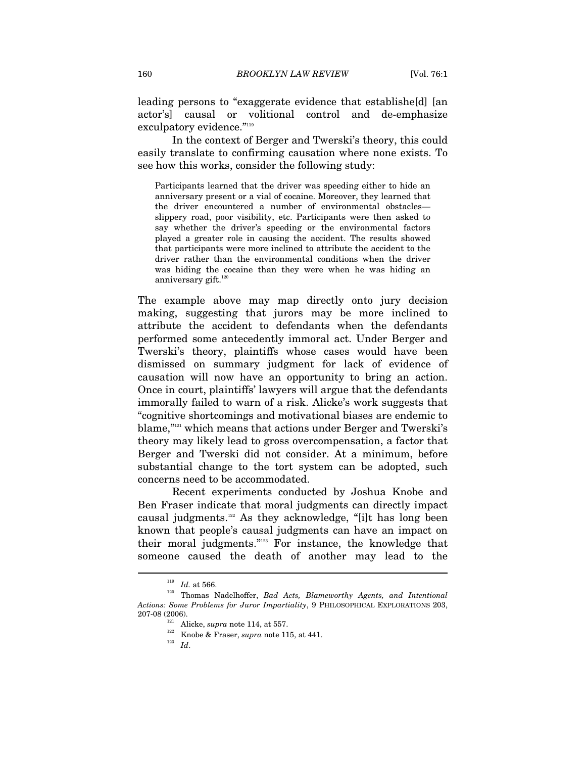leading persons to "exaggerate evidence that establishe[d] [an actor's] causal or volitional control and de-emphasize exculpatory evidence."[119]

In the context of Berger and Twerski's theory, this could easily translate to confirming causation where none exists. To see how this works, consider the following study:

> Participants learned that the driver was speeding either to hide an anniversary present or a vial of cocaine. Moreover, they learned that the driver encountered a number of environmental obstacles—slippery road, poor visibility, etc. Participants were then asked to say whether the driver's speeding or the environmental factors played a greater role in causing the accident. The results showed that participants were more inclined to attribute the accident to the driver rather than the environmental conditions when the driver was hiding the cocaine than they were when he was hiding an anniversary gift.[120]

The example above may map directly onto jury decision making, suggesting that jurors may be more inclined to attribute the accident to defendants when the defendants performed some antecedently immoral act. Under Berger and Twerski's theory, plaintiffs whose cases would have been dismissed on summary judgment for lack of evidence of causation will now have an opportunity to bring an action. Once in court, plaintiffs' lawyers will argue that the defendants immorally failed to warn of a risk. Alicke's work suggests that "cognitive shortcomings and motivational biases are endemic to blame,"[121] which means that actions under Berger and Twerski's theory may likely lead to gross overcompensation, a factor that Berger and Twerski did not consider. At a minimum, before substantial change to the tort system can be adopted, such concerns need to be accommodated.

Recent experiments conducted by Joshua Knobe and Ben Fraser indicate that moral judgments can directly impact causal judgments.[122] As they acknowledge, "[i]t has long been known that people's causal judgments can have an impact on their moral judgments."[123] For instance, the knowledge that someone caused the death of another may lead to the

---

[119] *Id.* at 566.

[120] Thomas Nadelhoffer, *Bad Acts, Blameworthy Agents, and Intentional Actions: Some Problems for Juror Impartiality*, 9 PHILOSOPHICAL EXPLORATIONS 203, 207-08 (2006).

[121] Alicke, *supra* note 114, at 557.

[122] Knobe & Fraser, *supra* note 115, at 441.

[123] *Id*.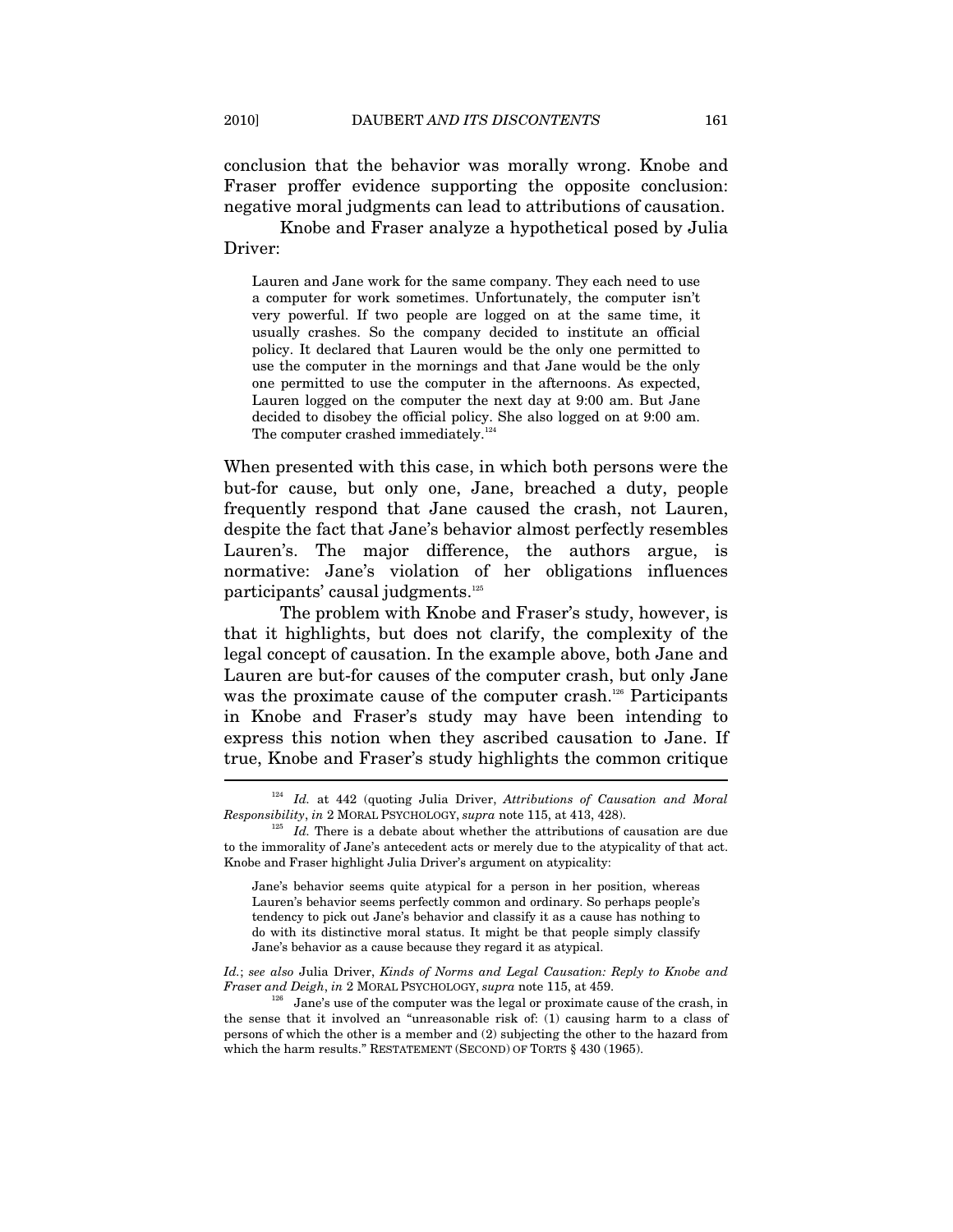conclusion that the behavior was morally wrong. Knobe and Fraser proffer evidence supporting the opposite conclusion: negative moral judgments can lead to attributions of causation.

Knobe and Fraser analyze a hypothetical posed by Julia Driver:

> Lauren and Jane work for the same company. They each need to use a computer for work sometimes. Unfortunately, the computer isn't very powerful. If two people are logged on at the same time, it usually crashes. So the company decided to institute an official policy. It declared that Lauren would be the only one permitted to use the computer in the mornings and that Jane would be the only one permitted to use the computer in the afternoons. As expected, Lauren logged on the computer the next day at 9:00 am. But Jane decided to disobey the official policy. She also logged on at 9:00 am. The computer crashed immediately.[124]

When presented with this case, in which both persons were the but-for cause, but only one, Jane, breached a duty, people frequently respond that Jane caused the crash, not Lauren, despite the fact that Jane's behavior almost perfectly resembles Lauren's. The major difference, the authors argue, is normative: Jane's violation of her obligations influences participants' causal judgments.[125]

The problem with Knobe and Fraser's study, however, is that it highlights, but does not clarify, the complexity of the legal concept of causation. In the example above, both Jane and Lauren are but-for causes of the computer crash, but only Jane was the proximate cause of the computer crash.[126] Participants in Knobe and Fraser's study may have been intending to express this notion when they ascribed causation to Jane. If true, Knobe and Fraser's study highlights the common critique

---

[124] *Id.* at 442 (quoting Julia Driver, *Attributions of Causation and Moral Responsibility*, *in* 2 MORAL PSYCHOLOGY, *supra* note 115, at 413, 428).

[125] *Id.* There is a debate about whether the attributions of causation are due to the immorality of Jane's antecedent acts or merely due to the atypicality of that act. Knobe and Fraser highlight Julia Driver's argument on atypicality:

> Jane's behavior seems quite atypical for a person in her position, whereas Lauren's behavior seems perfectly common and ordinary. So perhaps people's tendency to pick out Jane's behavior and classify it as a cause has nothing to do with its distinctive moral status. It might be that people simply classify Jane's behavior as a cause because they regard it as atypical.

*Id.*; *see also* Julia Driver, *Kinds of Norms and Legal Causation: Reply to Knobe and Fraser and Deigh*, *in* 2 MORAL PSYCHOLOGY, *supra* note 115, at 459.

[126] Jane's use of the computer was the legal or proximate cause of the crash, in the sense that it involved an "unreasonable risk of: (1) causing harm to a class of persons of which the other is a member and (2) subjecting the other to the hazard from which the harm results." RESTATEMENT (SECOND) OF TORTS § 430 (1965).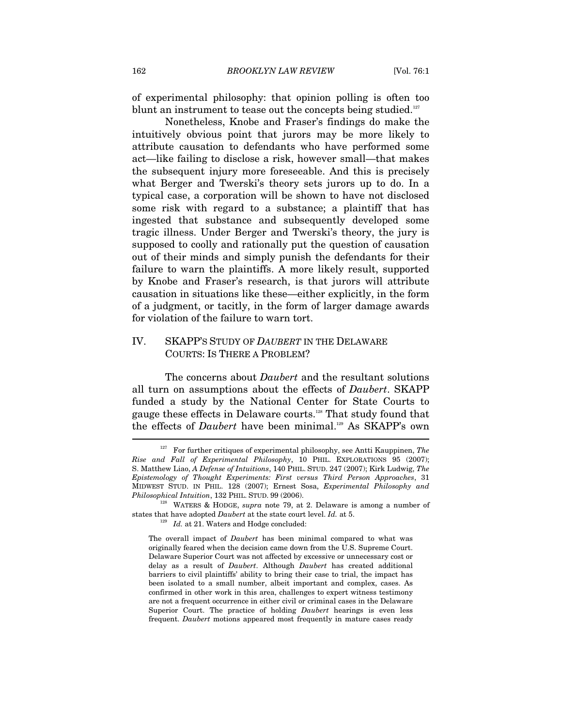of experimental philosophy: that opinion polling is often too blunt an instrument to tease out the concepts being studied.[127]

Nonetheless, Knobe and Fraser's findings do make the intuitively obvious point that jurors may be more likely to attribute causation to defendants who have performed some act—like failing to disclose a risk, however small—that makes the subsequent injury more foreseeable. And this is precisely what Berger and Twerski's theory sets jurors up to do. In a typical case, a corporation will be shown to have not disclosed some risk with regard to a substance; a plaintiff that has ingested that substance and subsequently developed some tragic illness. Under Berger and Twerski's theory, the jury is supposed to coolly and rationally put the question of causation out of their minds and simply punish the defendants for their failure to warn the plaintiffs. A more likely result, supported by Knobe and Fraser's research, is that jurors will attribute causation in situations like these—either explicitly, in the form of a judgment, or tacitly, in the form of larger damage awards for violation of the failure to warn tort.

## IV. SKAPP'S STUDY OF *DAUBERT* IN THE DELAWARE COURTS: IS THERE A PROBLEM?

The concerns about *Daubert* and the resultant solutions all turn on assumptions about the effects of *Daubert*. SKAPP funded a study by the National Center for State Courts to gauge these effects in Delaware courts.[128] That study found that the effects of *Daubert* have been minimal.[129] As SKAPP's own

---

[127] For further critiques of experimental philosophy, see Antti Kauppinen, *The Rise and Fall of Experimental Philosophy*, 10 PHIL. EXPLORATIONS 95 (2007); S. Matthew Liao, *A Defense of Intuitions*, 140 PHIL. STUD. 247 (2007); Kirk Ludwig, *The Epistemology of Thought Experiments: First versus Third Person Approaches*, 31 MIDWEST STUD. IN PHIL. 128 (2007); Ernest Sosa, *Experimental Philosophy and Philosophical Intuition*, 132 PHIL. STUD. 99 (2006).

[128] WATERS & HODGE, *supra* note 79, at 2. Delaware is among a number of states that have adopted *Daubert* at the state court level. *Id.* at 5.

[129] *Id.* at 21. Waters and Hodge concluded:

> The overall impact of *Daubert* has been minimal compared to what was originally feared when the decision came down from the U.S. Supreme Court. Delaware Superior Court was not affected by excessive or unnecessary cost or delay as a result of *Daubert*. Although *Daubert* has created additional barriers to civil plaintiffs' ability to bring their case to trial, the impact has been isolated to a small number, albeit important and complex, cases. As confirmed in other work in this area, challenges to expert witness testimony are not a frequent occurrence in either civil or criminal cases in the Delaware Superior Court. The practice of holding *Daubert* hearings is even less frequent. *Daubert* motions appeared most frequently in mature cases ready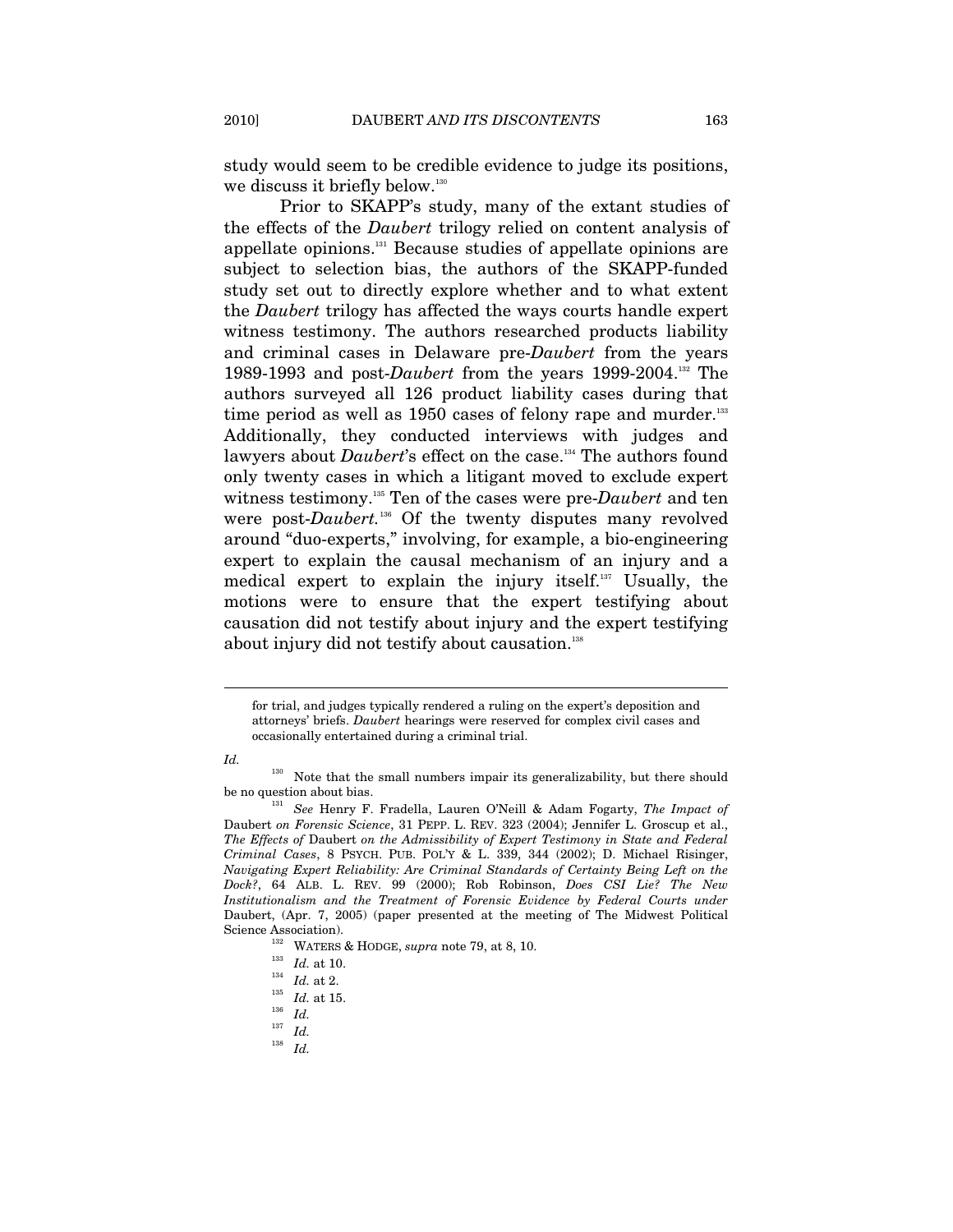study would seem to be credible evidence to judge its positions, we discuss it briefly below.[130]

Prior to SKAPP's study, many of the extant studies of the effects of the *Daubert* trilogy relied on content analysis of appellate opinions.[131] Because studies of appellate opinions are subject to selection bias, the authors of the SKAPP-funded study set out to directly explore whether and to what extent the *Daubert* trilogy has affected the ways courts handle expert witness testimony. The authors researched products liability and criminal cases in Delaware pre-*Daubert* from the years 1989-1993 and post-*Daubert* from the years 1999-2004.[132] The authors surveyed all 126 product liability cases during that time period as well as 1950 cases of felony rape and murder.[133] Additionally, they conducted interviews with judges and lawyers about *Daubert*'s effect on the case.[134] The authors found only twenty cases in which a litigant moved to exclude expert witness testimony.[135] Ten of the cases were pre-*Daubert* and ten were post-*Daubert*.[136] Of the twenty disputes many revolved around "duo-experts," involving, for example, a bio-engineering expert to explain the causal mechanism of an injury and a medical expert to explain the injury itself.[137] Usually, the motions were to ensure that the expert testifying about causation did not testify about injury and the expert testifying about injury did not testify about causation.[138]

---

for trial, and judges typically rendered a ruling on the expert's deposition and attorneys' briefs. *Daubert* hearings were reserved for complex civil cases and occasionally entertained during a criminal trial.

*Id.*

[130] Note that the small numbers impair its generalizability, but there should be no question about bias.

[131] *See* Henry F. Fradella, Lauren O'Neill & Adam Fogarty, *The Impact of* Daubert *on Forensic Science*, 31 PEPP. L. REV. 323 (2004); Jennifer L. Groscup et al., *The Effects of* Daubert *on the Admissibility of Expert Testimony in State and Federal Criminal Cases*, 8 PSYCH. PUB. POL'Y & L. 339, 344 (2002); D. Michael Risinger, *Navigating Expert Reliability: Are Criminal Standards of Certainty Being Left on the Dock?*, 64 ALB. L. REV. 99 (2000); Rob Robinson, *Does CSI Lie? The New Institutionalism and the Treatment of Forensic Evidence by Federal Courts under* Daubert, (Apr. 7, 2005) (paper presented at the meeting of The Midwest Political Science Association).

[132] WATERS & HODGE, *supra* note 79, at 8, 10.

[133] *Id.* at 10.

[134] *Id.* at 2.

[135] *Id.* at 15.

[136] *Id.*

[137] *Id.*

[138] *Id.*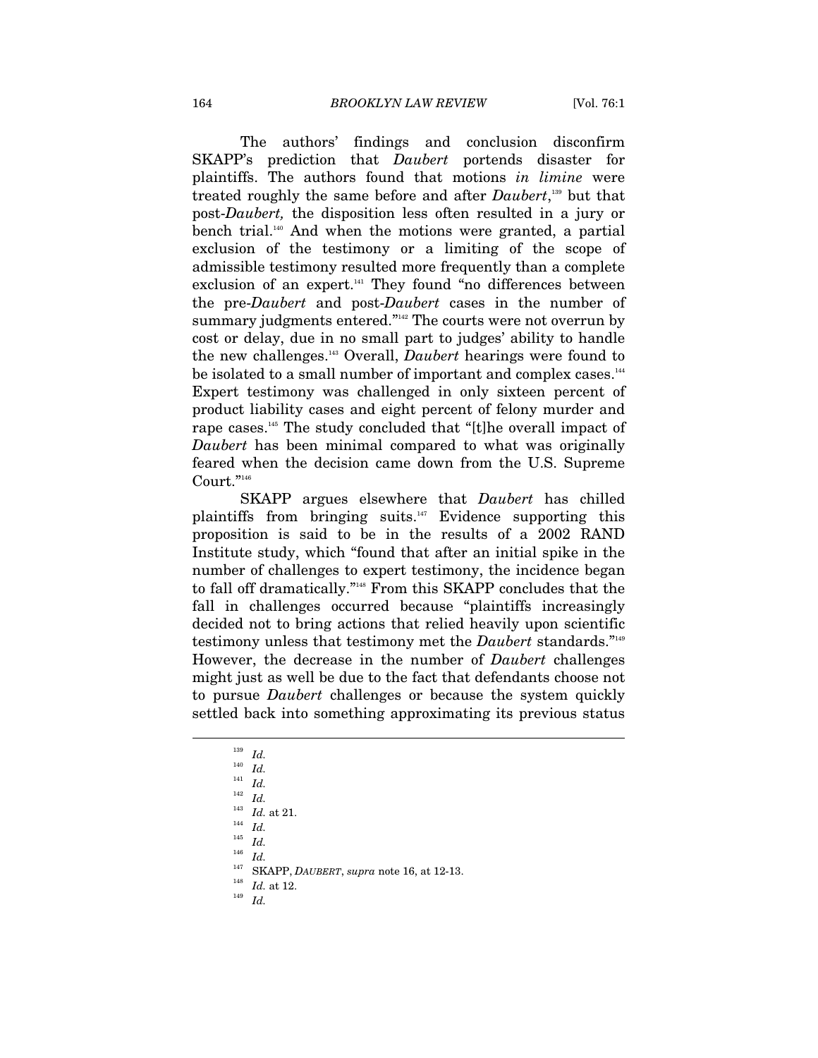The authors' findings and conclusion disconfirm SKAPP's prediction that *Daubert* portends disaster for plaintiffs. The authors found that motions *in limine* were treated roughly the same before and after *Daubert*,[139] but that post-*Daubert,* the disposition less often resulted in a jury or bench trial.[140] And when the motions were granted, a partial exclusion of the testimony or a limiting of the scope of admissible testimony resulted more frequently than a complete exclusion of an expert.[141] They found "no differences between the pre-*Daubert* and post-*Daubert* cases in the number of summary judgments entered."[142] The courts were not overrun by cost or delay, due in no small part to judges' ability to handle the new challenges.[143] Overall, *Daubert* hearings were found to be isolated to a small number of important and complex cases.[144] Expert testimony was challenged in only sixteen percent of product liability cases and eight percent of felony murder and rape cases.[145] The study concluded that "[t]he overall impact of *Daubert* has been minimal compared to what was originally feared when the decision came down from the U.S. Supreme Court."[146]

SKAPP argues elsewhere that *Daubert* has chilled plaintiffs from bringing suits.[147] Evidence supporting this proposition is said to be in the results of a 2002 RAND Institute study, which "found that after an initial spike in the number of challenges to expert testimony, the incidence began to fall off dramatically."[148] From this SKAPP concludes that the fall in challenges occurred because "plaintiffs increasingly decided not to bring actions that relied heavily upon scientific testimony unless that testimony met the *Daubert* standards."[149] However, the decrease in the number of *Daubert* challenges might just as well be due to the fact that defendants choose not to pursue *Daubert* challenges or because the system quickly settled back into something approximating its previous status

---

[139] *Id.*

[140] *Id.*

[141] *Id.*

[142] *Id.*

[143] *Id.* at 21.

[144] *Id.*

[145] *Id.*

[146] *Id.*

[147] SKAPP, *DAUBERT*, *supra* note 16, at 12-13.

[148] *Id.* at 12.

[149] *Id.*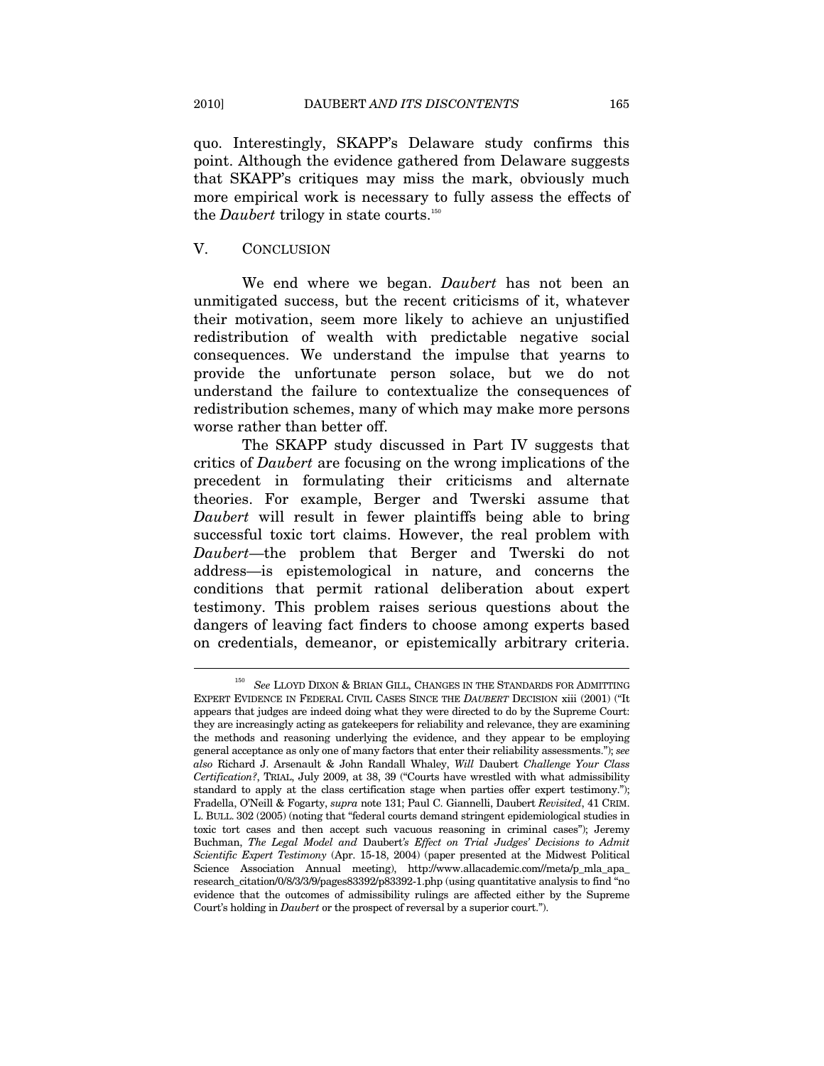quo. Interestingly, SKAPP's Delaware study confirms this point. Although the evidence gathered from Delaware suggests that SKAPP's critiques may miss the mark, obviously much more empirical work is necessary to fully assess the effects of the *Daubert* trilogy in state courts.[150]

## V. CONCLUSION

We end where we began. *Daubert* has not been an unmitigated success, but the recent criticisms of it, whatever their motivation, seem more likely to achieve an unjustified redistribution of wealth with predictable negative social consequences. We understand the impulse that yearns to provide the unfortunate person solace, but we do not understand the failure to contextualize the consequences of redistribution schemes, many of which may make more persons worse rather than better off.

The SKAPP study discussed in Part IV suggests that critics of *Daubert* are focusing on the wrong implications of the precedent in formulating their criticisms and alternate theories. For example, Berger and Twerski assume that *Daubert* will result in fewer plaintiffs being able to bring successful toxic tort claims. However, the real problem with *Daubert*—the problem that Berger and Twerski do not address—is epistemological in nature, and concerns the conditions that permit rational deliberation about expert testimony. This problem raises serious questions about the dangers of leaving fact finders to choose among experts based on credentials, demeanor, or epistemically arbitrary criteria.

---

[150] *See* LLOYD DIXON & BRIAN GILL, CHANGES IN THE STANDARDS FOR ADMITTING EXPERT EVIDENCE IN FEDERAL CIVIL CASES SINCE THE *DAUBERT* DECISION xiii (2001) ("It appears that judges are indeed doing what they were directed to do by the Supreme Court: they are increasingly acting as gatekeepers for reliability and relevance, they are examining the methods and reasoning underlying the evidence, and they appear to be employing general acceptance as only one of many factors that enter their reliability assessments."); *see also* Richard J. Arsenault & John Randall Whaley, *Will* Daubert *Challenge Your Class Certification?*, TRIAL, July 2009, at 38, 39 ("Courts have wrestled with what admissibility standard to apply at the class certification stage when parties offer expert testimony."); Fradella, O'Neill & Fogarty, *supra* note 131; Paul C. Giannelli, Daubert *Revisited*, 41 CRIM. L. BULL. 302 (2005) (noting that "federal courts demand stringent epidemiological studies in toxic tort cases and then accept such vacuous reasoning in criminal cases"); Jeremy Buchman, *The Legal Model and* Daubert*'s Effect on Trial Judges' Decisions to Admit Scientific Expert Testimony* (Apr. 15-18, 2004) (paper presented at the Midwest Political Science Association Annual meeting), http://www.allacademic.com//meta/p_mla_apa_research_citation/0/8/3/3/9/pages83392/p83392-1.php (using quantitative analysis to find "no evidence that the outcomes of admissibility rulings are affected either by the Supreme Court's holding in *Daubert* or the prospect of reversal by a superior court.").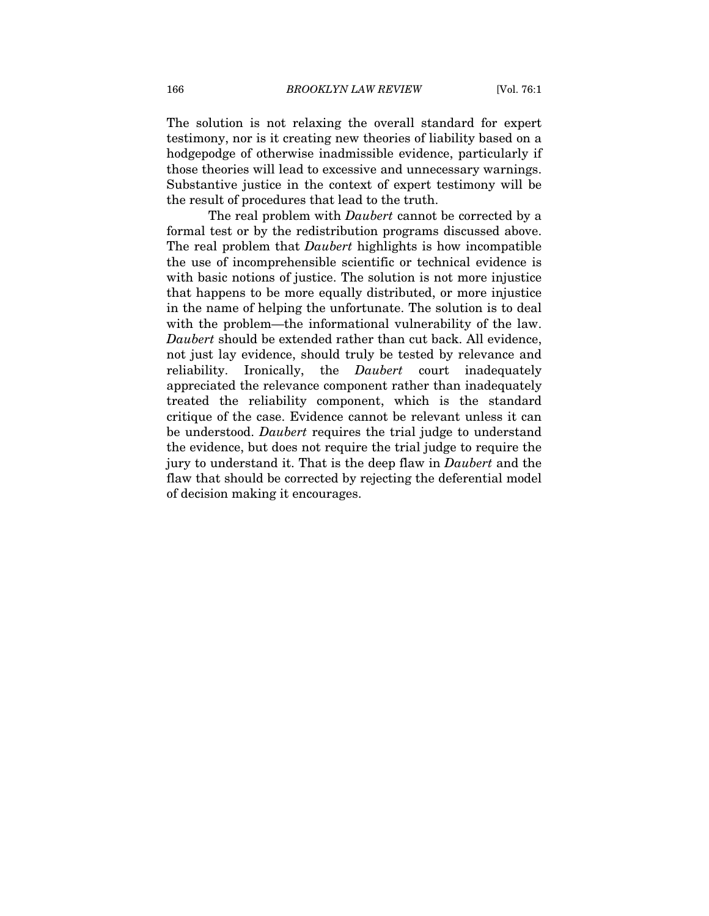The solution is not relaxing the overall standard for expert testimony, nor is it creating new theories of liability based on a hodgepodge of otherwise inadmissible evidence, particularly if those theories will lead to excessive and unnecessary warnings. Substantive justice in the context of expert testimony will be the result of procedures that lead to the truth.

The real problem with *Daubert* cannot be corrected by a formal test or by the redistribution programs discussed above. The real problem that *Daubert* highlights is how incompatible the use of incomprehensible scientific or technical evidence is with basic notions of justice. The solution is not more injustice that happens to be more equally distributed, or more injustice in the name of helping the unfortunate. The solution is to deal with the problem—the informational vulnerability of the law. *Daubert* should be extended rather than cut back. All evidence, not just lay evidence, should truly be tested by relevance and reliability. Ironically, the *Daubert* court inadequately appreciated the relevance component rather than inadequately treated the reliability component, which is the standard critique of the case. Evidence cannot be relevant unless it can be understood. *Daubert* requires the trial judge to understand the evidence, but does not require the trial judge to require the jury to understand it. That is the deep flaw in *Daubert* and the flaw that should be corrected by rejecting the deferential model of decision making it encourages.